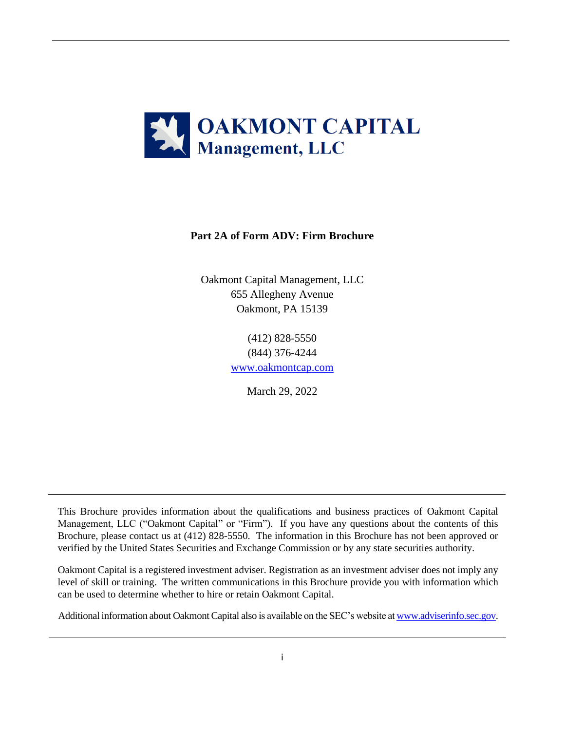# OAKMONT CAPITAL
## Management, LLC

**Part 2A of Form ADV: Firm Brochure**

Oakmont Capital Management, LLC
655 Allegheny Avenue
Oakmont, PA 15139

(412) 828-5550
(844) 376-4244
www.oakmontcap.com

March 29, 2022

---

This Brochure provides information about the qualifications and business practices of Oakmont Capital Management, LLC ("Oakmont Capital" or "Firm"). If you have any questions about the contents of this Brochure, please contact us at (412) 828-5550. The information in this Brochure has not been approved or verified by the United States Securities and Exchange Commission or by any state securities authority.

Oakmont Capital is a registered investment adviser. Registration as an investment adviser does not imply any level of skill or training. The written communications in this Brochure provide you with information which can be used to determine whether to hire or retain Oakmont Capital.

Additional information about Oakmont Capital also is available on the SEC's website at www.adviserinfo.sec.gov.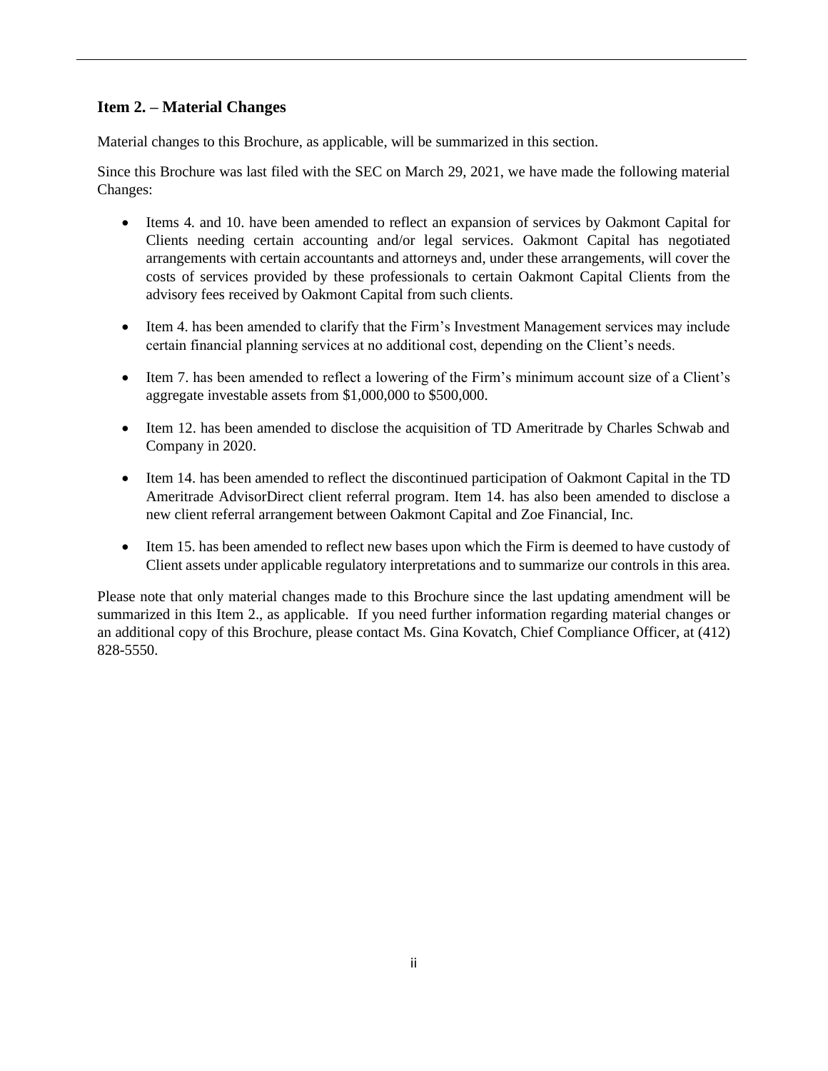## Item 2. – Material Changes

Material changes to this Brochure, as applicable, will be summarized in this section.

Since this Brochure was last filed with the SEC on March 29, 2021, we have made the following material Changes:

- Items 4. and 10. have been amended to reflect an expansion of services by Oakmont Capital for Clients needing certain accounting and/or legal services. Oakmont Capital has negotiated arrangements with certain accountants and attorneys and, under these arrangements, will cover the costs of services provided by these professionals to certain Oakmont Capital Clients from the advisory fees received by Oakmont Capital from such clients.
- Item 4. has been amended to clarify that the Firm's Investment Management services may include certain financial planning services at no additional cost, depending on the Client's needs.
- Item 7. has been amended to reflect a lowering of the Firm's minimum account size of a Client's aggregate investable assets from $1,000,000 to $500,000.
- Item 12. has been amended to disclose the acquisition of TD Ameritrade by Charles Schwab and Company in 2020.
- Item 14. has been amended to reflect the discontinued participation of Oakmont Capital in the TD Ameritrade AdvisorDirect client referral program. Item 14. has also been amended to disclose a new client referral arrangement between Oakmont Capital and Zoe Financial, Inc.
- Item 15. has been amended to reflect new bases upon which the Firm is deemed to have custody of Client assets under applicable regulatory interpretations and to summarize our controls in this area.

Please note that only material changes made to this Brochure since the last updating amendment will be summarized in this Item 2., as applicable. If you need further information regarding material changes or an additional copy of this Brochure, please contact Ms. Gina Kovatch, Chief Compliance Officer, at (412) 828-5550.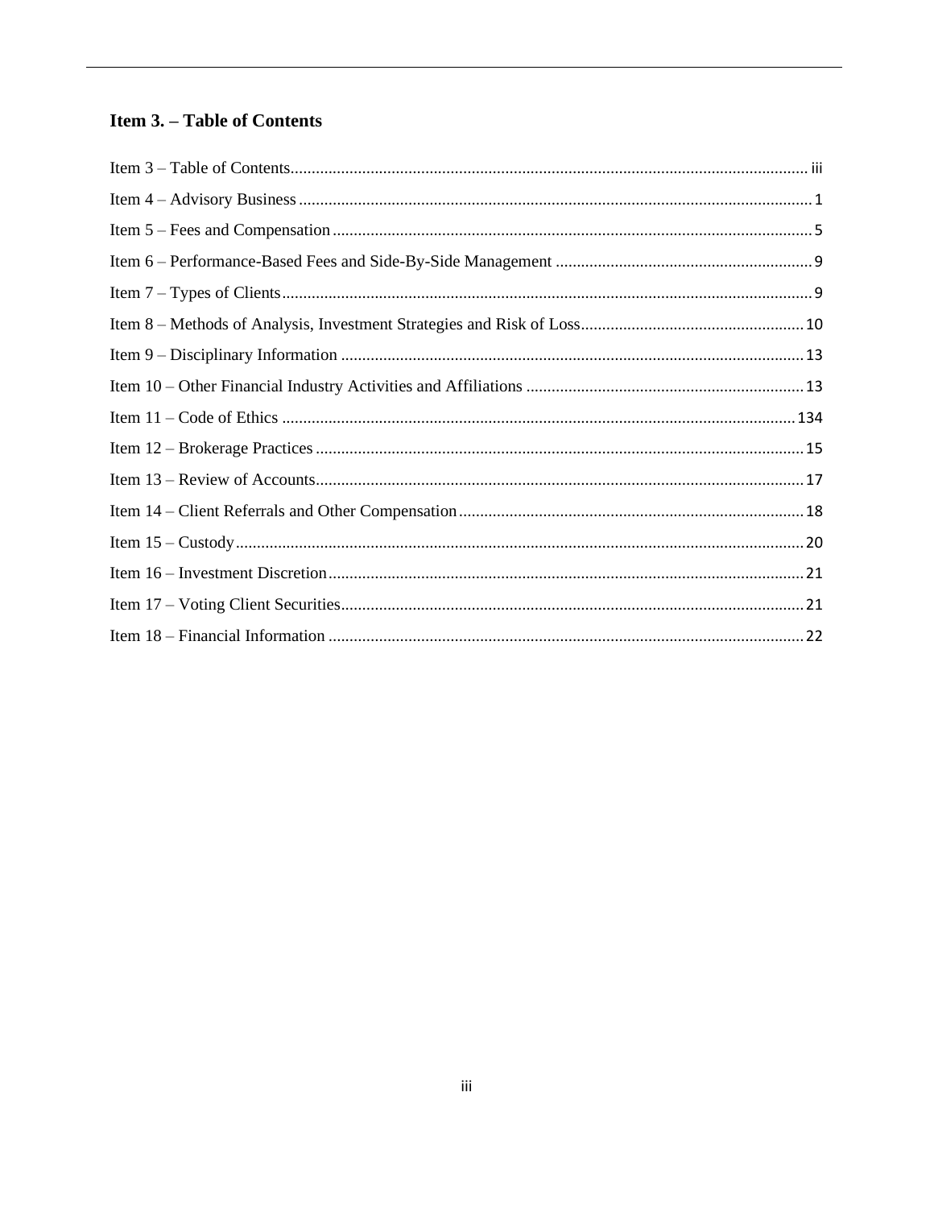## Item 3. – Table of Contents

Item 3 – Table of Contents........................................................................................................................ iii

Item 4 – Advisory Business ......................................................................................................................... 1

Item 5 – Fees and Compensation ................................................................................................................. 5

Item 6 – Performance-Based Fees and Side-By-Side Management ............................................................ 9

Item 7 – Types of Clients ............................................................................................................................. 9

Item 8 – Methods of Analysis, Investment Strategies and Risk of Loss .................................................... 10

Item 9 – Disciplinary Information ............................................................................................................. 13

Item 10 – Other Financial Industry Activities and Affiliations ................................................................. 13

Item 11 – Code of Ethics ......................................................................................................................... 134

Item 12 – Brokerage Practices ................................................................................................................... 15

Item 13 – Review of Accounts ................................................................................................................... 17

Item 14 – Client Referrals and Other Compensation ................................................................................. 18

Item 15 – Custody ...................................................................................................................................... 20

Item 16 – Investment Discretion ................................................................................................................ 21

Item 17 – Voting Client Securities ............................................................................................................. 21

Item 18 – Financial Information ................................................................................................................ 22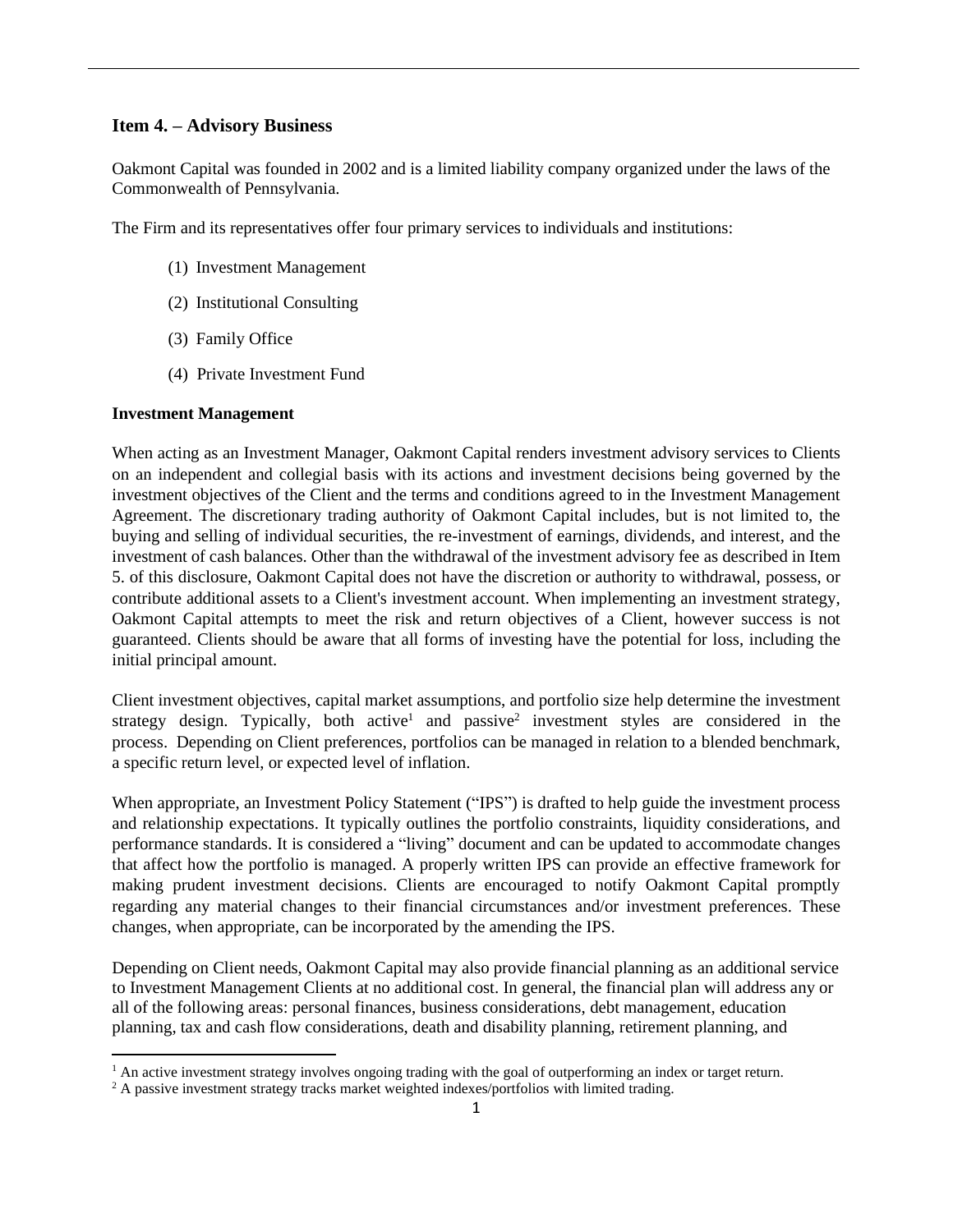## Item 4. – Advisory Business

Oakmont Capital was founded in 2002 and is a limited liability company organized under the laws of the Commonwealth of Pennsylvania.

The Firm and its representatives offer four primary services to individuals and institutions:

(1) Investment Management

(2) Institutional Consulting

(3) Family Office

(4) Private Investment Fund

**Investment Management**

When acting as an Investment Manager, Oakmont Capital renders investment advisory services to Clients on an independent and collegial basis with its actions and investment decisions being governed by the investment objectives of the Client and the terms and conditions agreed to in the Investment Management Agreement. The discretionary trading authority of Oakmont Capital includes, but is not limited to, the buying and selling of individual securities, the re-investment of earnings, dividends, and interest, and the investment of cash balances. Other than the withdrawal of the investment advisory fee as described in Item 5. of this disclosure, Oakmont Capital does not have the discretion or authority to withdrawal, possess, or contribute additional assets to a Client's investment account. When implementing an investment strategy, Oakmont Capital attempts to meet the risk and return objectives of a Client, however success is not guaranteed. Clients should be aware that all forms of investing have the potential for loss, including the initial principal amount.

Client investment objectives, capital market assumptions, and portfolio size help determine the investment strategy design. Typically, both active[1] and passive[2] investment styles are considered in the process. Depending on Client preferences, portfolios can be managed in relation to a blended benchmark, a specific return level, or expected level of inflation.

When appropriate, an Investment Policy Statement ("IPS") is drafted to help guide the investment process and relationship expectations. It typically outlines the portfolio constraints, liquidity considerations, and performance standards. It is considered a "living" document and can be updated to accommodate changes that affect how the portfolio is managed. A properly written IPS can provide an effective framework for making prudent investment decisions. Clients are encouraged to notify Oakmont Capital promptly regarding any material changes to their financial circumstances and/or investment preferences. These changes, when appropriate, can be incorporated by the amending the IPS.

Depending on Client needs, Oakmont Capital may also provide financial planning as an additional service to Investment Management Clients at no additional cost. In general, the financial plan will address any or all of the following areas: personal finances, business considerations, debt management, education planning, tax and cash flow considerations, death and disability planning, retirement planning, and

[1] An active investment strategy involves ongoing trading with the goal of outperforming an index or target return.

[2] A passive investment strategy tracks market weighted indexes/portfolios with limited trading.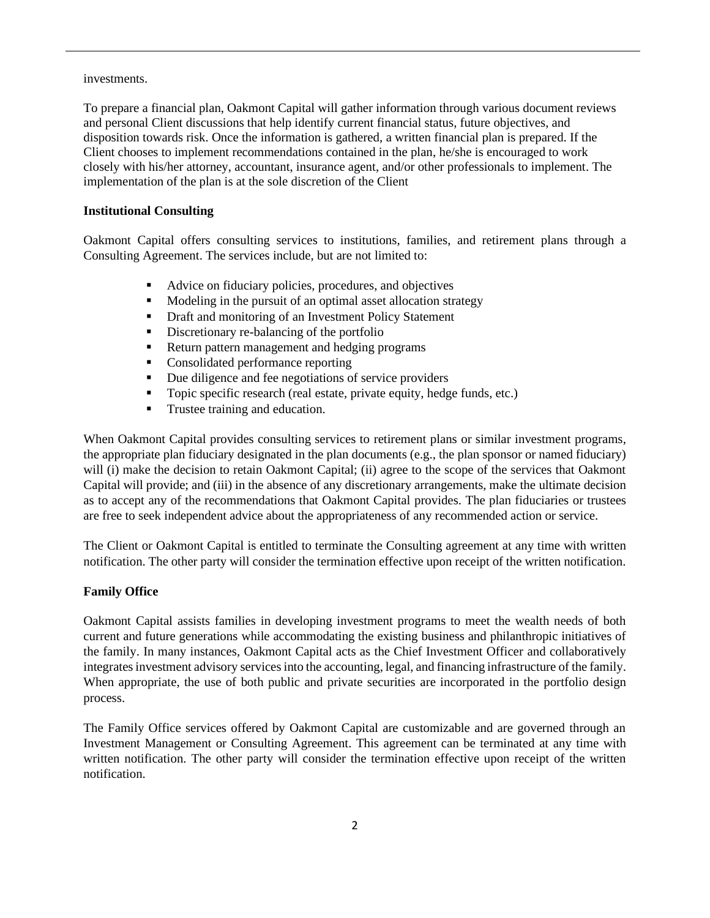investments.

To prepare a financial plan, Oakmont Capital will gather information through various document reviews and personal Client discussions that help identify current financial status, future objectives, and disposition towards risk. Once the information is gathered, a written financial plan is prepared. If the Client chooses to implement recommendations contained in the plan, he/she is encouraged to work closely with his/her attorney, accountant, insurance agent, and/or other professionals to implement. The implementation of the plan is at the sole discretion of the Client

**Institutional Consulting**

Oakmont Capital offers consulting services to institutions, families, and retirement plans through a Consulting Agreement. The services include, but are not limited to:

- Advice on fiduciary policies, procedures, and objectives
- Modeling in the pursuit of an optimal asset allocation strategy
- Draft and monitoring of an Investment Policy Statement
- Discretionary re-balancing of the portfolio
- Return pattern management and hedging programs
- Consolidated performance reporting
- Due diligence and fee negotiations of service providers
- Topic specific research (real estate, private equity, hedge funds, etc.)
- Trustee training and education.

When Oakmont Capital provides consulting services to retirement plans or similar investment programs, the appropriate plan fiduciary designated in the plan documents (e.g., the plan sponsor or named fiduciary) will (i) make the decision to retain Oakmont Capital; (ii) agree to the scope of the services that Oakmont Capital will provide; and (iii) in the absence of any discretionary arrangements, make the ultimate decision as to accept any of the recommendations that Oakmont Capital provides. The plan fiduciaries or trustees are free to seek independent advice about the appropriateness of any recommended action or service.

The Client or Oakmont Capital is entitled to terminate the Consulting agreement at any time with written notification. The other party will consider the termination effective upon receipt of the written notification.

**Family Office**

Oakmont Capital assists families in developing investment programs to meet the wealth needs of both current and future generations while accommodating the existing business and philanthropic initiatives of the family. In many instances, Oakmont Capital acts as the Chief Investment Officer and collaboratively integrates investment advisory services into the accounting, legal, and financing infrastructure of the family. When appropriate, the use of both public and private securities are incorporated in the portfolio design process.

The Family Office services offered by Oakmont Capital are customizable and are governed through an Investment Management or Consulting Agreement. This agreement can be terminated at any time with written notification. The other party will consider the termination effective upon receipt of the written notification.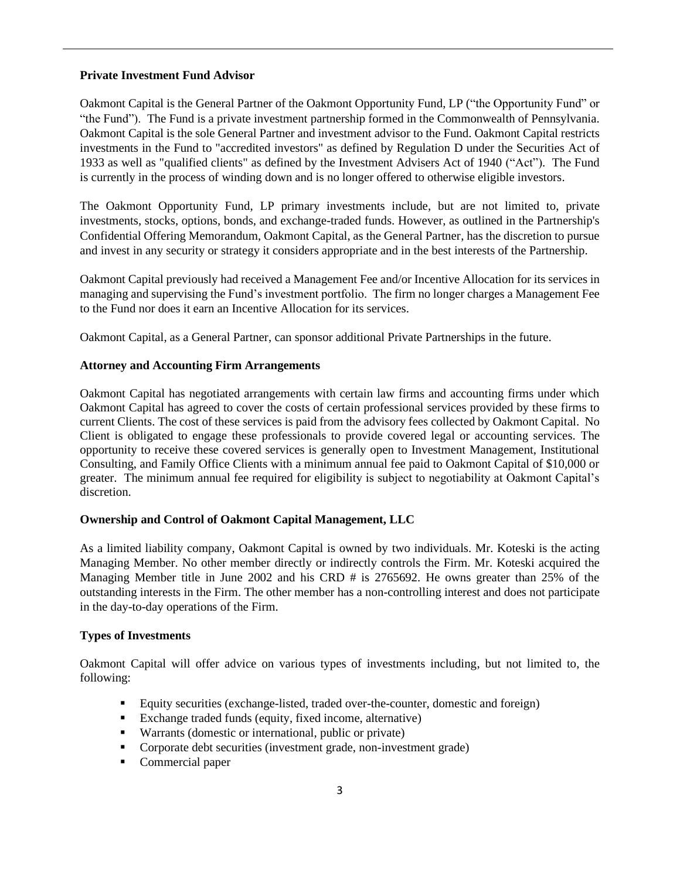**Private Investment Fund Advisor**

Oakmont Capital is the General Partner of the Oakmont Opportunity Fund, LP ("the Opportunity Fund" or "the Fund"). The Fund is a private investment partnership formed in the Commonwealth of Pennsylvania. Oakmont Capital is the sole General Partner and investment advisor to the Fund. Oakmont Capital restricts investments in the Fund to "accredited investors" as defined by Regulation D under the Securities Act of 1933 as well as "qualified clients" as defined by the Investment Advisers Act of 1940 ("Act"). The Fund is currently in the process of winding down and is no longer offered to otherwise eligible investors.

The Oakmont Opportunity Fund, LP primary investments include, but are not limited to, private investments, stocks, options, bonds, and exchange-traded funds. However, as outlined in the Partnership's Confidential Offering Memorandum, Oakmont Capital, as the General Partner, has the discretion to pursue and invest in any security or strategy it considers appropriate and in the best interests of the Partnership.

Oakmont Capital previously had received a Management Fee and/or Incentive Allocation for its services in managing and supervising the Fund's investment portfolio. The firm no longer charges a Management Fee to the Fund nor does it earn an Incentive Allocation for its services.

Oakmont Capital, as a General Partner, can sponsor additional Private Partnerships in the future.

**Attorney and Accounting Firm Arrangements**

Oakmont Capital has negotiated arrangements with certain law firms and accounting firms under which Oakmont Capital has agreed to cover the costs of certain professional services provided by these firms to current Clients. The cost of these services is paid from the advisory fees collected by Oakmont Capital. No Client is obligated to engage these professionals to provide covered legal or accounting services. The opportunity to receive these covered services is generally open to Investment Management, Institutional Consulting, and Family Office Clients with a minimum annual fee paid to Oakmont Capital of $10,000 or greater. The minimum annual fee required for eligibility is subject to negotiability at Oakmont Capital's discretion.

**Ownership and Control of Oakmont Capital Management, LLC**

As a limited liability company, Oakmont Capital is owned by two individuals. Mr. Koteski is the acting Managing Member. No other member directly or indirectly controls the Firm. Mr. Koteski acquired the Managing Member title in June 2002 and his CRD # is 2765692. He owns greater than 25% of the outstanding interests in the Firm. The other member has a non-controlling interest and does not participate in the day-to-day operations of the Firm.

**Types of Investments**

Oakmont Capital will offer advice on various types of investments including, but not limited to, the following:

- Equity securities (exchange-listed, traded over-the-counter, domestic and foreign)
- Exchange traded funds (equity, fixed income, alternative)
- Warrants (domestic or international, public or private)
- Corporate debt securities (investment grade, non-investment grade)
- Commercial paper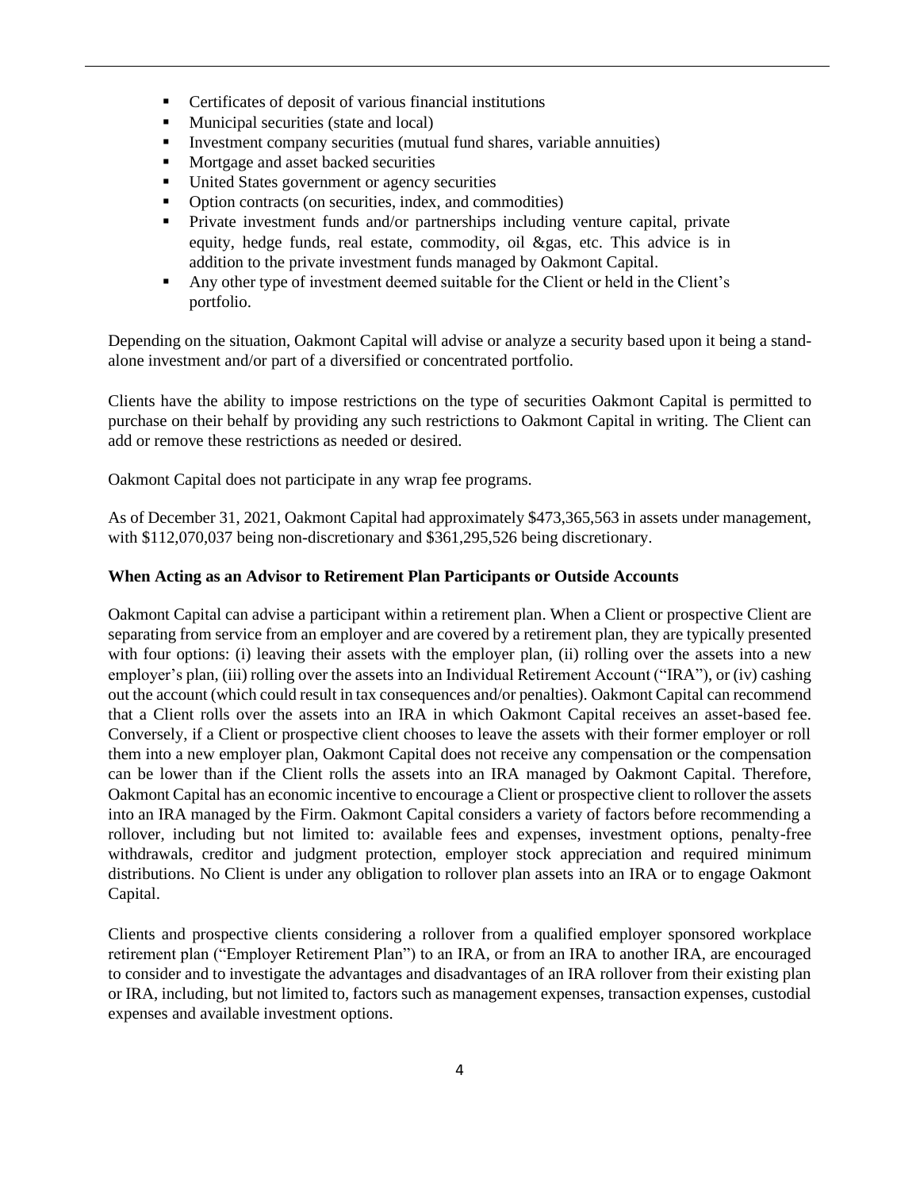- Certificates of deposit of various financial institutions
- Municipal securities (state and local)
- Investment company securities (mutual fund shares, variable annuities)
- Mortgage and asset backed securities
- United States government or agency securities
- Option contracts (on securities, index, and commodities)
- Private investment funds and/or partnerships including venture capital, private equity, hedge funds, real estate, commodity, oil &gas, etc. This advice is in addition to the private investment funds managed by Oakmont Capital.
- Any other type of investment deemed suitable for the Client or held in the Client's portfolio.

Depending on the situation, Oakmont Capital will advise or analyze a security based upon it being a stand-alone investment and/or part of a diversified or concentrated portfolio.

Clients have the ability to impose restrictions on the type of securities Oakmont Capital is permitted to purchase on their behalf by providing any such restrictions to Oakmont Capital in writing. The Client can add or remove these restrictions as needed or desired.

Oakmont Capital does not participate in any wrap fee programs.

As of December 31, 2021, Oakmont Capital had approximately $473,365,563 in assets under management, with $112,070,037 being non-discretionary and $361,295,526 being discretionary.

**When Acting as an Advisor to Retirement Plan Participants or Outside Accounts**

Oakmont Capital can advise a participant within a retirement plan. When a Client or prospective Client are separating from service from an employer and are covered by a retirement plan, they are typically presented with four options: (i) leaving their assets with the employer plan, (ii) rolling over the assets into a new employer's plan, (iii) rolling over the assets into an Individual Retirement Account ("IRA"), or (iv) cashing out the account (which could result in tax consequences and/or penalties). Oakmont Capital can recommend that a Client rolls over the assets into an IRA in which Oakmont Capital receives an asset-based fee. Conversely, if a Client or prospective client chooses to leave the assets with their former employer or roll them into a new employer plan, Oakmont Capital does not receive any compensation or the compensation can be lower than if the Client rolls the assets into an IRA managed by Oakmont Capital. Therefore, Oakmont Capital has an economic incentive to encourage a Client or prospective client to rollover the assets into an IRA managed by the Firm. Oakmont Capital considers a variety of factors before recommending a rollover, including but not limited to: available fees and expenses, investment options, penalty-free withdrawals, creditor and judgment protection, employer stock appreciation and required minimum distributions. No Client is under any obligation to rollover plan assets into an IRA or to engage Oakmont Capital.

Clients and prospective clients considering a rollover from a qualified employer sponsored workplace retirement plan ("Employer Retirement Plan") to an IRA, or from an IRA to another IRA, are encouraged to consider and to investigate the advantages and disadvantages of an IRA rollover from their existing plan or IRA, including, but not limited to, factors such as management expenses, transaction expenses, custodial expenses and available investment options.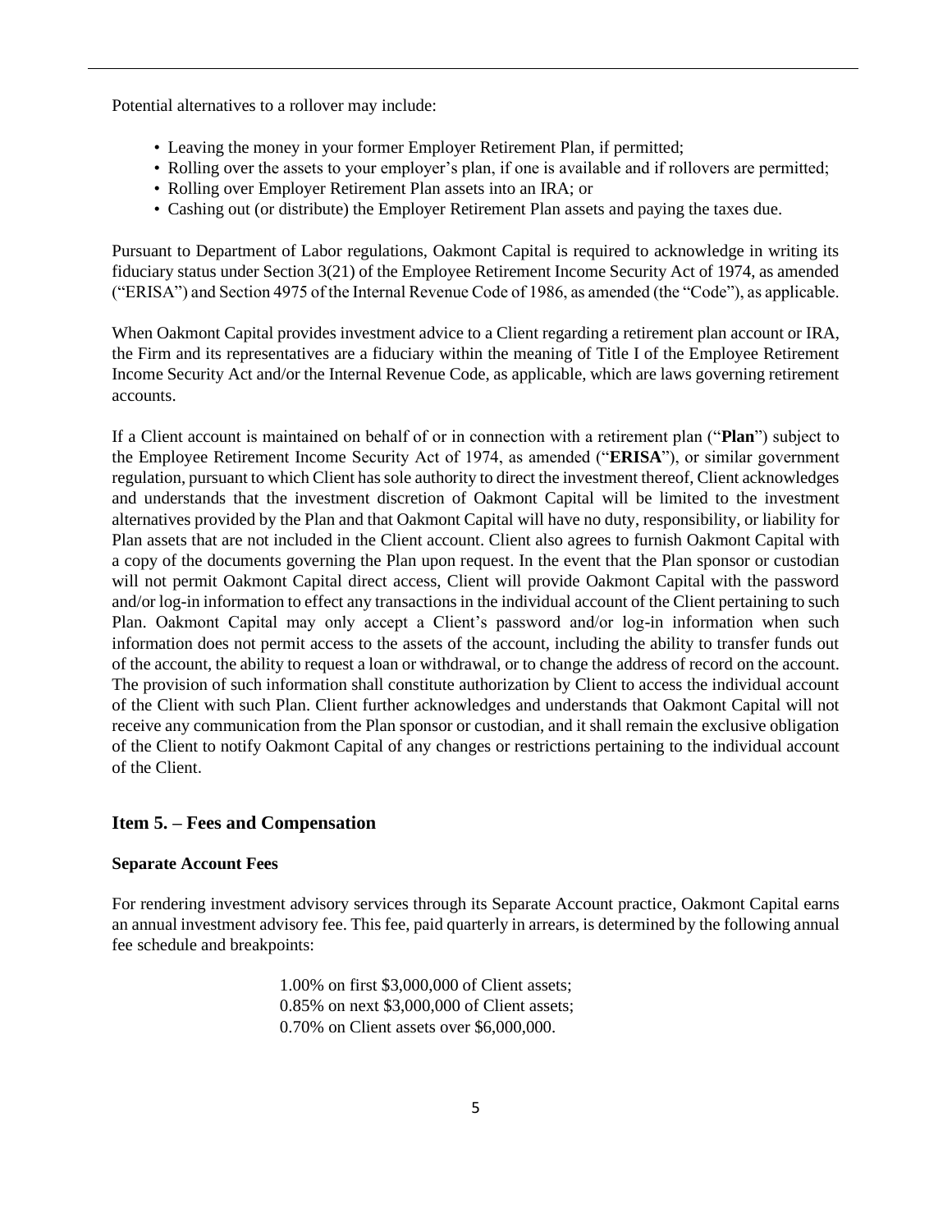Potential alternatives to a rollover may include:

- Leaving the money in your former Employer Retirement Plan, if permitted;
- Rolling over the assets to your employer's plan, if one is available and if rollovers are permitted;
- Rolling over Employer Retirement Plan assets into an IRA; or
- Cashing out (or distribute) the Employer Retirement Plan assets and paying the taxes due.

Pursuant to Department of Labor regulations, Oakmont Capital is required to acknowledge in writing its fiduciary status under Section 3(21) of the Employee Retirement Income Security Act of 1974, as amended ("ERISA") and Section 4975 of the Internal Revenue Code of 1986, as amended (the "Code"), as applicable.

When Oakmont Capital provides investment advice to a Client regarding a retirement plan account or IRA, the Firm and its representatives are a fiduciary within the meaning of Title I of the Employee Retirement Income Security Act and/or the Internal Revenue Code, as applicable, which are laws governing retirement accounts.

If a Client account is maintained on behalf of or in connection with a retirement plan ("**Plan**") subject to the Employee Retirement Income Security Act of 1974, as amended ("**ERISA**"), or similar government regulation, pursuant to which Client has sole authority to direct the investment thereof, Client acknowledges and understands that the investment discretion of Oakmont Capital will be limited to the investment alternatives provided by the Plan and that Oakmont Capital will have no duty, responsibility, or liability for Plan assets that are not included in the Client account. Client also agrees to furnish Oakmont Capital with a copy of the documents governing the Plan upon request. In the event that the Plan sponsor or custodian will not permit Oakmont Capital direct access, Client will provide Oakmont Capital with the password and/or log-in information to effect any transactions in the individual account of the Client pertaining to such Plan. Oakmont Capital may only accept a Client's password and/or log-in information when such information does not permit access to the assets of the account, including the ability to transfer funds out of the account, the ability to request a loan or withdrawal, or to change the address of record on the account. The provision of such information shall constitute authorization by Client to access the individual account of the Client with such Plan. Client further acknowledges and understands that Oakmont Capital will not receive any communication from the Plan sponsor or custodian, and it shall remain the exclusive obligation of the Client to notify Oakmont Capital of any changes or restrictions pertaining to the individual account of the Client.

## Item 5. – Fees and Compensation

**Separate Account Fees**

For rendering investment advisory services through its Separate Account practice, Oakmont Capital earns an annual investment advisory fee. This fee, paid quarterly in arrears, is determined by the following annual fee schedule and breakpoints:

1.00% on first $3,000,000 of Client assets;
0.85% on next $3,000,000 of Client assets;
0.70% on Client assets over $6,000,000.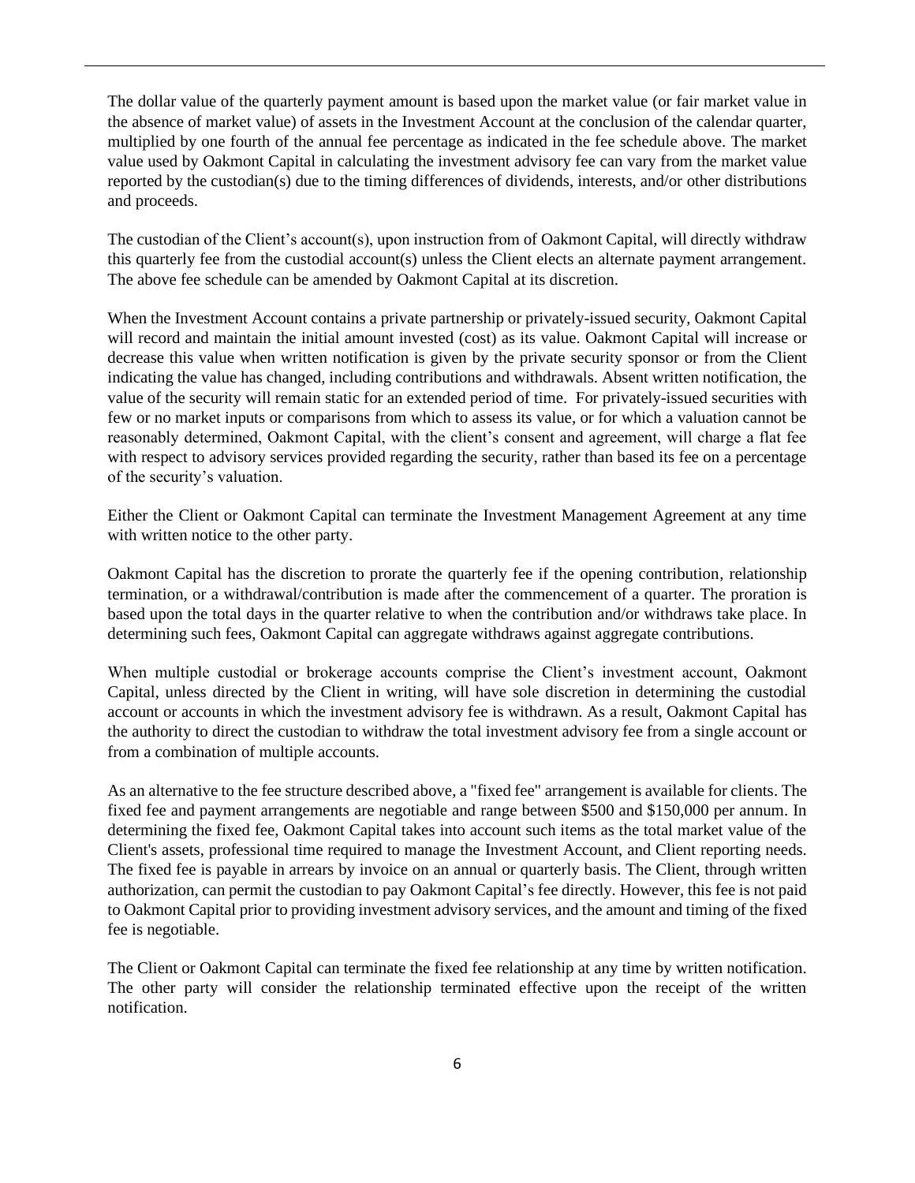The dollar value of the quarterly payment amount is based upon the market value (or fair market value in the absence of market value) of assets in the Investment Account at the conclusion of the calendar quarter, multiplied by one fourth of the annual fee percentage as indicated in the fee schedule above. The market value used by Oakmont Capital in calculating the investment advisory fee can vary from the market value reported by the custodian(s) due to the timing differences of dividends, interests, and/or other distributions and proceeds.

The custodian of the Client's account(s), upon instruction from of Oakmont Capital, will directly withdraw this quarterly fee from the custodial account(s) unless the Client elects an alternate payment arrangement. The above fee schedule can be amended by Oakmont Capital at its discretion.

When the Investment Account contains a private partnership or privately-issued security, Oakmont Capital will record and maintain the initial amount invested (cost) as its value. Oakmont Capital will increase or decrease this value when written notification is given by the private security sponsor or from the Client indicating the value has changed, including contributions and withdrawals. Absent written notification, the value of the security will remain static for an extended period of time. For privately-issued securities with few or no market inputs or comparisons from which to assess its value, or for which a valuation cannot be reasonably determined, Oakmont Capital, with the client's consent and agreement, will charge a flat fee with respect to advisory services provided regarding the security, rather than based its fee on a percentage of the security's valuation.

Either the Client or Oakmont Capital can terminate the Investment Management Agreement at any time with written notice to the other party.

Oakmont Capital has the discretion to prorate the quarterly fee if the opening contribution, relationship termination, or a withdrawal/contribution is made after the commencement of a quarter. The proration is based upon the total days in the quarter relative to when the contribution and/or withdraws take place. In determining such fees, Oakmont Capital can aggregate withdraws against aggregate contributions.

When multiple custodial or brokerage accounts comprise the Client's investment account, Oakmont Capital, unless directed by the Client in writing, will have sole discretion in determining the custodial account or accounts in which the investment advisory fee is withdrawn. As a result, Oakmont Capital has the authority to direct the custodian to withdraw the total investment advisory fee from a single account or from a combination of multiple accounts.

As an alternative to the fee structure described above, a "fixed fee" arrangement is available for clients. The fixed fee and payment arrangements are negotiable and range between $500 and $150,000 per annum. In determining the fixed fee, Oakmont Capital takes into account such items as the total market value of the Client's assets, professional time required to manage the Investment Account, and Client reporting needs. The fixed fee is payable in arrears by invoice on an annual or quarterly basis. The Client, through written authorization, can permit the custodian to pay Oakmont Capital's fee directly. However, this fee is not paid to Oakmont Capital prior to providing investment advisory services, and the amount and timing of the fixed fee is negotiable.

The Client or Oakmont Capital can terminate the fixed fee relationship at any time by written notification. The other party will consider the relationship terminated effective upon the receipt of the written notification.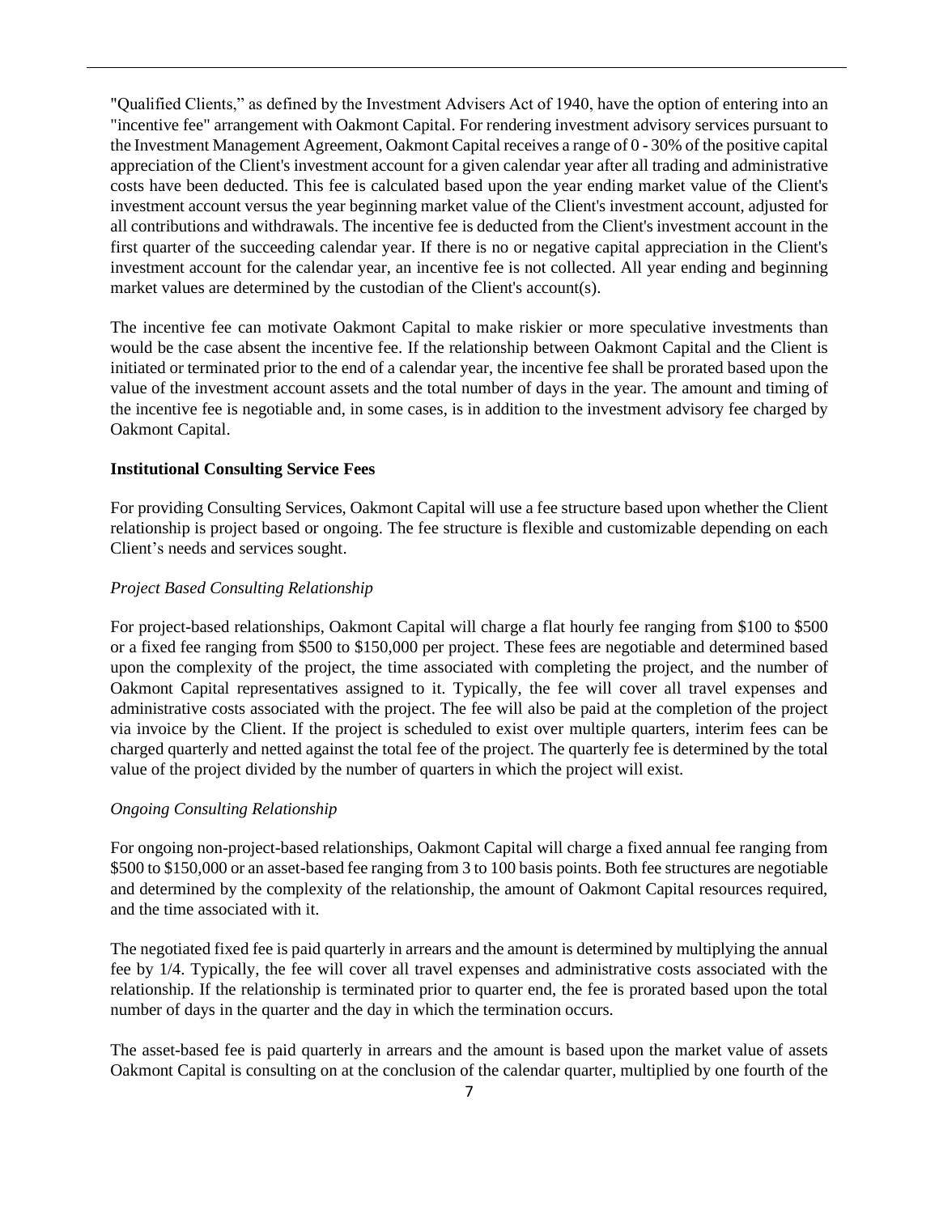"Qualified Clients," as defined by the Investment Advisers Act of 1940, have the option of entering into an "incentive fee" arrangement with Oakmont Capital. For rendering investment advisory services pursuant to the Investment Management Agreement, Oakmont Capital receives a range of 0 - 30% of the positive capital appreciation of the Client's investment account for a given calendar year after all trading and administrative costs have been deducted. This fee is calculated based upon the year ending market value of the Client's investment account versus the year beginning market value of the Client's investment account, adjusted for all contributions and withdrawals. The incentive fee is deducted from the Client's investment account in the first quarter of the succeeding calendar year. If there is no or negative capital appreciation in the Client's investment account for the calendar year, an incentive fee is not collected. All year ending and beginning market values are determined by the custodian of the Client's account(s).

The incentive fee can motivate Oakmont Capital to make riskier or more speculative investments than would be the case absent the incentive fee. If the relationship between Oakmont Capital and the Client is initiated or terminated prior to the end of a calendar year, the incentive fee shall be prorated based upon the value of the investment account assets and the total number of days in the year. The amount and timing of the incentive fee is negotiable and, in some cases, is in addition to the investment advisory fee charged by Oakmont Capital.

**Institutional Consulting Service Fees**

For providing Consulting Services, Oakmont Capital will use a fee structure based upon whether the Client relationship is project based or ongoing. The fee structure is flexible and customizable depending on each Client's needs and services sought.

*Project Based Consulting Relationship*

For project-based relationships, Oakmont Capital will charge a flat hourly fee ranging from $100 to $500 or a fixed fee ranging from $500 to $150,000 per project. These fees are negotiable and determined based upon the complexity of the project, the time associated with completing the project, and the number of Oakmont Capital representatives assigned to it. Typically, the fee will cover all travel expenses and administrative costs associated with the project. The fee will also be paid at the completion of the project via invoice by the Client. If the project is scheduled to exist over multiple quarters, interim fees can be charged quarterly and netted against the total fee of the project. The quarterly fee is determined by the total value of the project divided by the number of quarters in which the project will exist.

*Ongoing Consulting Relationship*

For ongoing non-project-based relationships, Oakmont Capital will charge a fixed annual fee ranging from $500 to $150,000 or an asset-based fee ranging from 3 to 100 basis points. Both fee structures are negotiable and determined by the complexity of the relationship, the amount of Oakmont Capital resources required, and the time associated with it.

The negotiated fixed fee is paid quarterly in arrears and the amount is determined by multiplying the annual fee by 1/4. Typically, the fee will cover all travel expenses and administrative costs associated with the relationship. If the relationship is terminated prior to quarter end, the fee is prorated based upon the total number of days in the quarter and the day in which the termination occurs.

The asset-based fee is paid quarterly in arrears and the amount is based upon the market value of assets Oakmont Capital is consulting on at the conclusion of the calendar quarter, multiplied by one fourth of the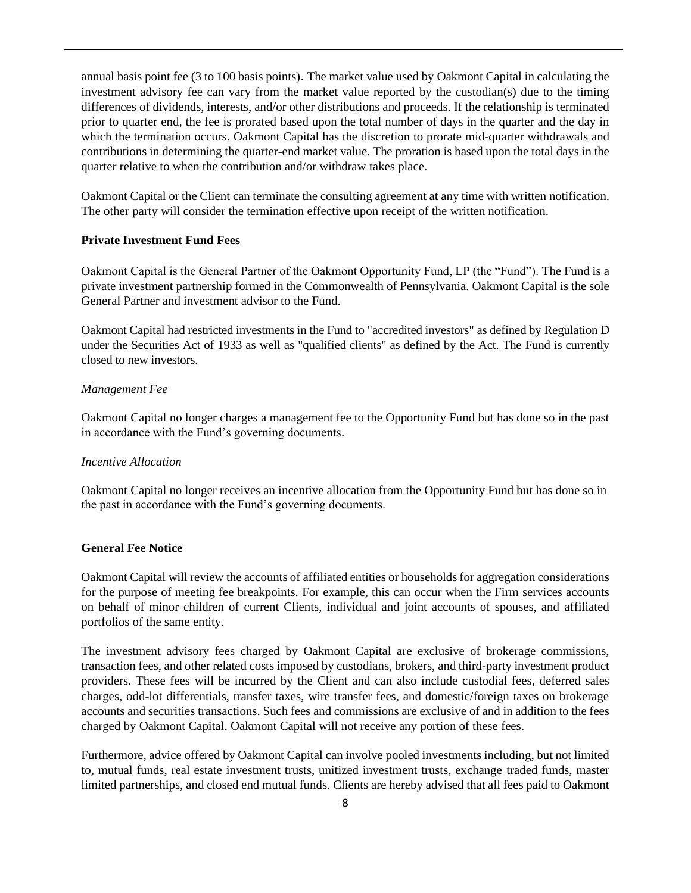annual basis point fee (3 to 100 basis points). The market value used by Oakmont Capital in calculating the investment advisory fee can vary from the market value reported by the custodian(s) due to the timing differences of dividends, interests, and/or other distributions and proceeds. If the relationship is terminated prior to quarter end, the fee is prorated based upon the total number of days in the quarter and the day in which the termination occurs. Oakmont Capital has the discretion to prorate mid-quarter withdrawals and contributions in determining the quarter-end market value. The proration is based upon the total days in the quarter relative to when the contribution and/or withdraw takes place.

Oakmont Capital or the Client can terminate the consulting agreement at any time with written notification. The other party will consider the termination effective upon receipt of the written notification.

**Private Investment Fund Fees**

Oakmont Capital is the General Partner of the Oakmont Opportunity Fund, LP (the "Fund"). The Fund is a private investment partnership formed in the Commonwealth of Pennsylvania. Oakmont Capital is the sole General Partner and investment advisor to the Fund.

Oakmont Capital had restricted investments in the Fund to "accredited investors" as defined by Regulation D under the Securities Act of 1933 as well as "qualified clients" as defined by the Act. The Fund is currently closed to new investors.

*Management Fee*

Oakmont Capital no longer charges a management fee to the Opportunity Fund but has done so in the past in accordance with the Fund's governing documents.

*Incentive Allocation*

Oakmont Capital no longer receives an incentive allocation from the Opportunity Fund but has done so in the past in accordance with the Fund's governing documents.

**General Fee Notice**

Oakmont Capital will review the accounts of affiliated entities or households for aggregation considerations for the purpose of meeting fee breakpoints. For example, this can occur when the Firm services accounts on behalf of minor children of current Clients, individual and joint accounts of spouses, and affiliated portfolios of the same entity.

The investment advisory fees charged by Oakmont Capital are exclusive of brokerage commissions, transaction fees, and other related costs imposed by custodians, brokers, and third-party investment product providers. These fees will be incurred by the Client and can also include custodial fees, deferred sales charges, odd-lot differentials, transfer taxes, wire transfer fees, and domestic/foreign taxes on brokerage accounts and securities transactions. Such fees and commissions are exclusive of and in addition to the fees charged by Oakmont Capital. Oakmont Capital will not receive any portion of these fees.

Furthermore, advice offered by Oakmont Capital can involve pooled investments including, but not limited to, mutual funds, real estate investment trusts, unitized investment trusts, exchange traded funds, master limited partnerships, and closed end mutual funds. Clients are hereby advised that all fees paid to Oakmont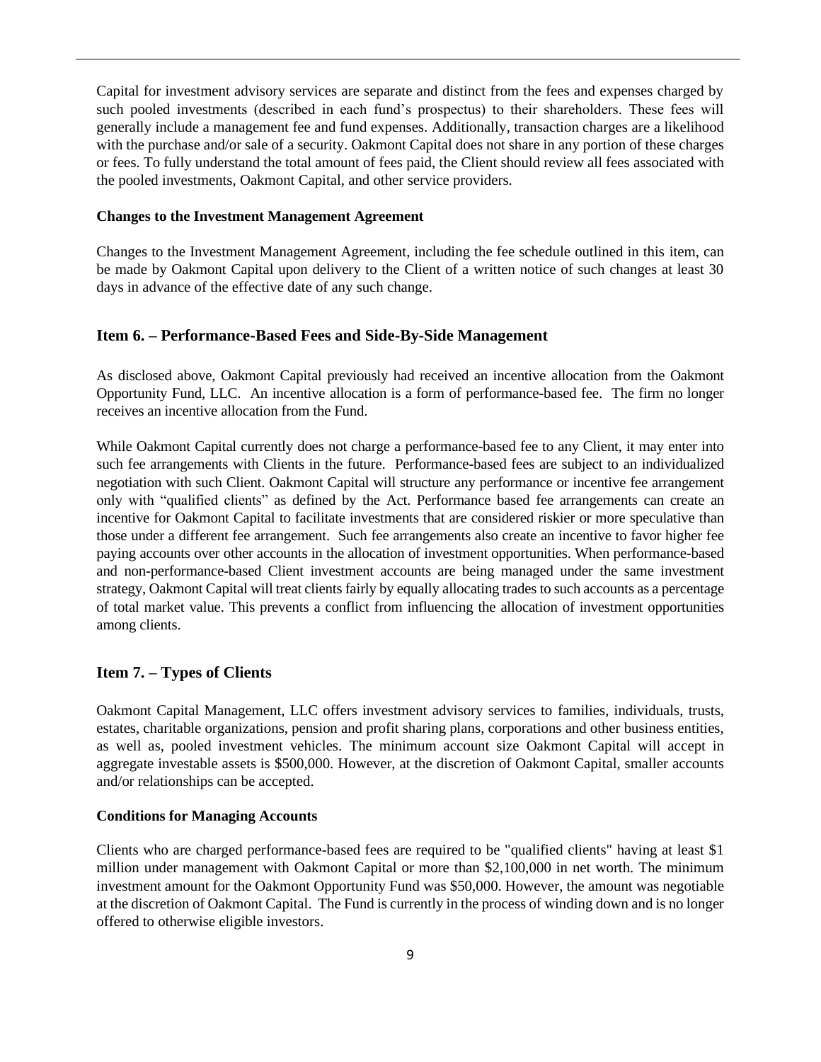Capital for investment advisory services are separate and distinct from the fees and expenses charged by such pooled investments (described in each fund's prospectus) to their shareholders. These fees will generally include a management fee and fund expenses. Additionally, transaction charges are a likelihood with the purchase and/or sale of a security. Oakmont Capital does not share in any portion of these charges or fees. To fully understand the total amount of fees paid, the Client should review all fees associated with the pooled investments, Oakmont Capital, and other service providers.

**Changes to the Investment Management Agreement**

Changes to the Investment Management Agreement, including the fee schedule outlined in this item, can be made by Oakmont Capital upon delivery to the Client of a written notice of such changes at least 30 days in advance of the effective date of any such change.

## Item 6. – Performance-Based Fees and Side-By-Side Management

As disclosed above, Oakmont Capital previously had received an incentive allocation from the Oakmont Opportunity Fund, LLC. An incentive allocation is a form of performance-based fee. The firm no longer receives an incentive allocation from the Fund.

While Oakmont Capital currently does not charge a performance-based fee to any Client, it may enter into such fee arrangements with Clients in the future. Performance-based fees are subject to an individualized negotiation with such Client. Oakmont Capital will structure any performance or incentive fee arrangement only with "qualified clients" as defined by the Act. Performance based fee arrangements can create an incentive for Oakmont Capital to facilitate investments that are considered riskier or more speculative than those under a different fee arrangement. Such fee arrangements also create an incentive to favor higher fee paying accounts over other accounts in the allocation of investment opportunities. When performance-based and non-performance-based Client investment accounts are being managed under the same investment strategy, Oakmont Capital will treat clients fairly by equally allocating trades to such accounts as a percentage of total market value. This prevents a conflict from influencing the allocation of investment opportunities among clients.

## Item 7. – Types of Clients

Oakmont Capital Management, LLC offers investment advisory services to families, individuals, trusts, estates, charitable organizations, pension and profit sharing plans, corporations and other business entities, as well as, pooled investment vehicles. The minimum account size Oakmont Capital will accept in aggregate investable assets is $500,000. However, at the discretion of Oakmont Capital, smaller accounts and/or relationships can be accepted.

**Conditions for Managing Accounts**

Clients who are charged performance-based fees are required to be "qualified clients" having at least $1 million under management with Oakmont Capital or more than $2,100,000 in net worth. The minimum investment amount for the Oakmont Opportunity Fund was $50,000. However, the amount was negotiable at the discretion of Oakmont Capital. The Fund is currently in the process of winding down and is no longer offered to otherwise eligible investors.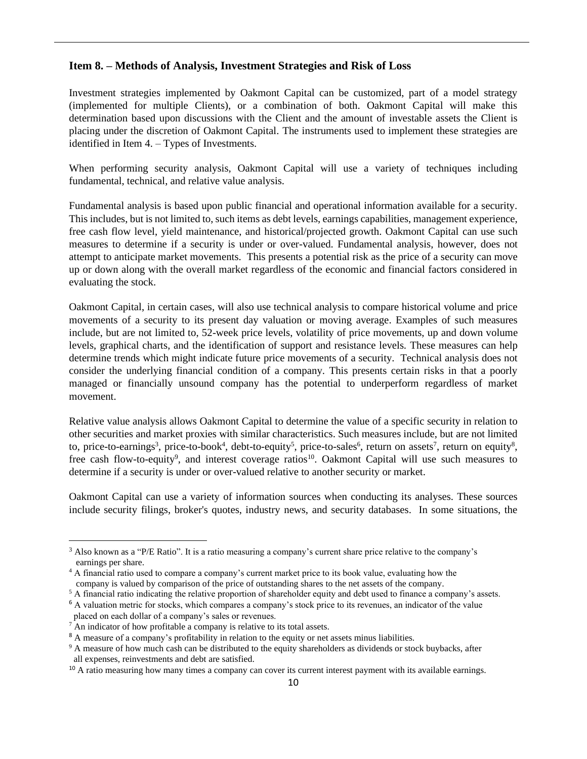## Item 8. – Methods of Analysis, Investment Strategies and Risk of Loss

Investment strategies implemented by Oakmont Capital can be customized, part of a model strategy (implemented for multiple Clients), or a combination of both. Oakmont Capital will make this determination based upon discussions with the Client and the amount of investable assets the Client is placing under the discretion of Oakmont Capital. The instruments used to implement these strategies are identified in Item 4. – Types of Investments.

When performing security analysis, Oakmont Capital will use a variety of techniques including fundamental, technical, and relative value analysis.

Fundamental analysis is based upon public financial and operational information available for a security. This includes, but is not limited to, such items as debt levels, earnings capabilities, management experience, free cash flow level, yield maintenance, and historical/projected growth. Oakmont Capital can use such measures to determine if a security is under or over-valued. Fundamental analysis, however, does not attempt to anticipate market movements. This presents a potential risk as the price of a security can move up or down along with the overall market regardless of the economic and financial factors considered in evaluating the stock.

Oakmont Capital, in certain cases, will also use technical analysis to compare historical volume and price movements of a security to its present day valuation or moving average. Examples of such measures include, but are not limited to, 52-week price levels, volatility of price movements, up and down volume levels, graphical charts, and the identification of support and resistance levels. These measures can help determine trends which might indicate future price movements of a security. Technical analysis does not consider the underlying financial condition of a company. This presents certain risks in that a poorly managed or financially unsound company has the potential to underperform regardless of market movement.

Relative value analysis allows Oakmont Capital to determine the value of a specific security in relation to other securities and market proxies with similar characteristics. Such measures include, but are not limited to, price-to-earnings[3], price-to-book[4], debt-to-equity[5], price-to-sales[6], return on assets[7], return on equity[8], free cash flow-to-equity[9], and interest coverage ratios[10]. Oakmont Capital will use such measures to determine if a security is under or over-valued relative to another security or market.

Oakmont Capital can use a variety of information sources when conducting its analyses. These sources include security filings, broker's quotes, industry news, and security databases. In some situations, the

---

[3] Also known as a "P/E Ratio". It is a ratio measuring a company's current share price relative to the company's earnings per share.

[4] A financial ratio used to compare a company's current market price to its book value, evaluating how the company is valued by comparison of the price of outstanding shares to the net assets of the company.

[5] A financial ratio indicating the relative proportion of shareholder equity and debt used to finance a company's assets.

[6] A valuation metric for stocks, which compares a company's stock price to its revenues, an indicator of the value placed on each dollar of a company's sales or revenues.

[7] An indicator of how profitable a company is relative to its total assets.

[8] A measure of a company's profitability in relation to the equity or net assets minus liabilities.

[9] A measure of how much cash can be distributed to the equity shareholders as dividends or stock buybacks, after all expenses, reinvestments and debt are satisfied.

[10] A ratio measuring how many times a company can cover its current interest payment with its available earnings.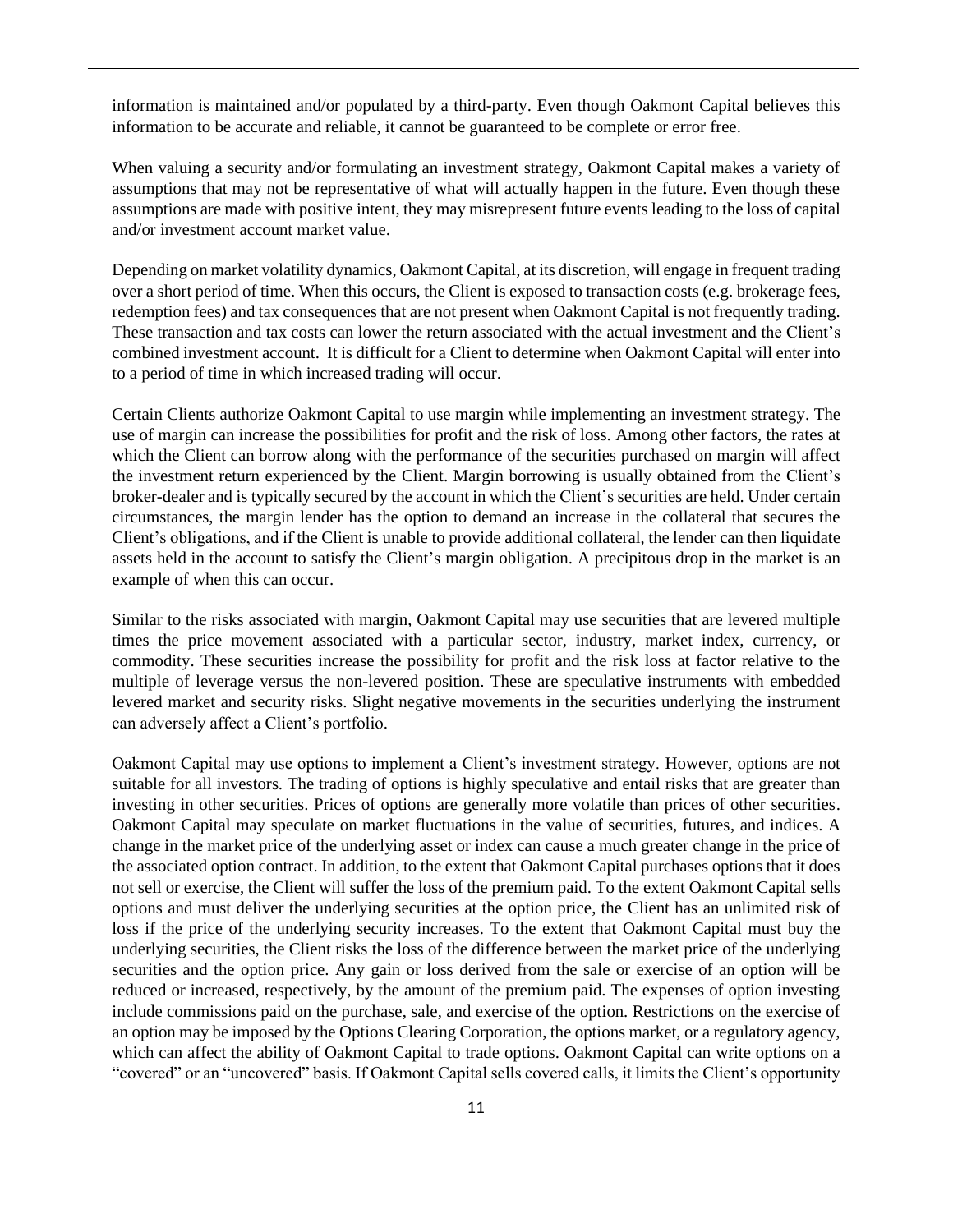information is maintained and/or populated by a third-party. Even though Oakmont Capital believes this information to be accurate and reliable, it cannot be guaranteed to be complete or error free.

When valuing a security and/or formulating an investment strategy, Oakmont Capital makes a variety of assumptions that may not be representative of what will actually happen in the future. Even though these assumptions are made with positive intent, they may misrepresent future events leading to the loss of capital and/or investment account market value.

Depending on market volatility dynamics, Oakmont Capital, at its discretion, will engage in frequent trading over a short period of time. When this occurs, the Client is exposed to transaction costs (e.g. brokerage fees, redemption fees) and tax consequences that are not present when Oakmont Capital is not frequently trading. These transaction and tax costs can lower the return associated with the actual investment and the Client's combined investment account. It is difficult for a Client to determine when Oakmont Capital will enter into to a period of time in which increased trading will occur.

Certain Clients authorize Oakmont Capital to use margin while implementing an investment strategy. The use of margin can increase the possibilities for profit and the risk of loss. Among other factors, the rates at which the Client can borrow along with the performance of the securities purchased on margin will affect the investment return experienced by the Client. Margin borrowing is usually obtained from the Client's broker-dealer and is typically secured by the account in which the Client's securities are held. Under certain circumstances, the margin lender has the option to demand an increase in the collateral that secures the Client's obligations, and if the Client is unable to provide additional collateral, the lender can then liquidate assets held in the account to satisfy the Client's margin obligation. A precipitous drop in the market is an example of when this can occur.

Similar to the risks associated with margin, Oakmont Capital may use securities that are levered multiple times the price movement associated with a particular sector, industry, market index, currency, or commodity. These securities increase the possibility for profit and the risk loss at factor relative to the multiple of leverage versus the non-levered position. These are speculative instruments with embedded levered market and security risks. Slight negative movements in the securities underlying the instrument can adversely affect a Client's portfolio.

Oakmont Capital may use options to implement a Client's investment strategy. However, options are not suitable for all investors. The trading of options is highly speculative and entail risks that are greater than investing in other securities. Prices of options are generally more volatile than prices of other securities. Oakmont Capital may speculate on market fluctuations in the value of securities, futures, and indices. A change in the market price of the underlying asset or index can cause a much greater change in the price of the associated option contract. In addition, to the extent that Oakmont Capital purchases options that it does not sell or exercise, the Client will suffer the loss of the premium paid. To the extent Oakmont Capital sells options and must deliver the underlying securities at the option price, the Client has an unlimited risk of loss if the price of the underlying security increases. To the extent that Oakmont Capital must buy the underlying securities, the Client risks the loss of the difference between the market price of the underlying securities and the option price. Any gain or loss derived from the sale or exercise of an option will be reduced or increased, respectively, by the amount of the premium paid. The expenses of option investing include commissions paid on the purchase, sale, and exercise of the option. Restrictions on the exercise of an option may be imposed by the Options Clearing Corporation, the options market, or a regulatory agency, which can affect the ability of Oakmont Capital to trade options. Oakmont Capital can write options on a "covered" or an "uncovered" basis. If Oakmont Capital sells covered calls, it limits the Client's opportunity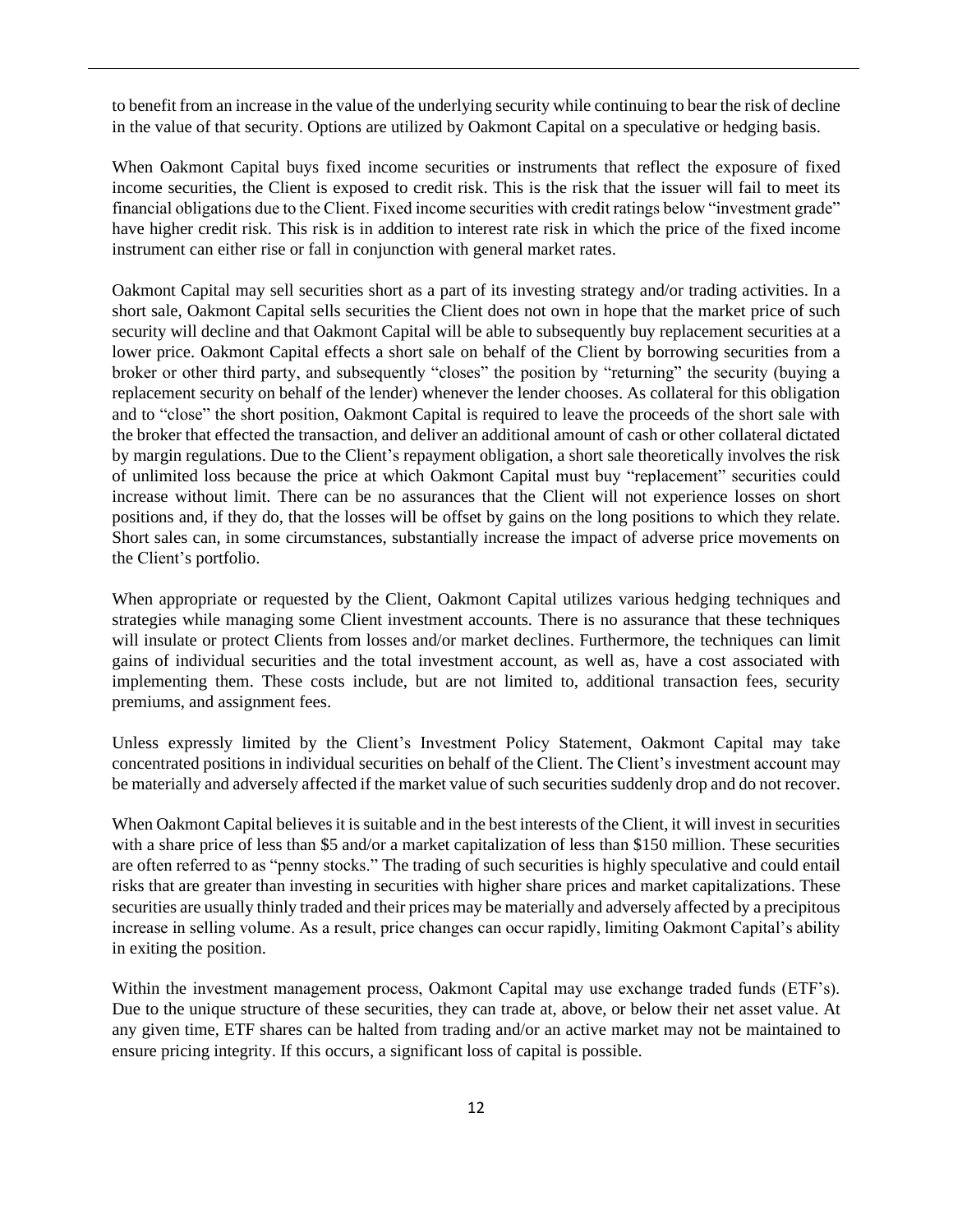to benefit from an increase in the value of the underlying security while continuing to bear the risk of decline in the value of that security. Options are utilized by Oakmont Capital on a speculative or hedging basis.

When Oakmont Capital buys fixed income securities or instruments that reflect the exposure of fixed income securities, the Client is exposed to credit risk. This is the risk that the issuer will fail to meet its financial obligations due to the Client. Fixed income securities with credit ratings below "investment grade" have higher credit risk. This risk is in addition to interest rate risk in which the price of the fixed income instrument can either rise or fall in conjunction with general market rates.

Oakmont Capital may sell securities short as a part of its investing strategy and/or trading activities. In a short sale, Oakmont Capital sells securities the Client does not own in hope that the market price of such security will decline and that Oakmont Capital will be able to subsequently buy replacement securities at a lower price. Oakmont Capital effects a short sale on behalf of the Client by borrowing securities from a broker or other third party, and subsequently "closes" the position by "returning" the security (buying a replacement security on behalf of the lender) whenever the lender chooses. As collateral for this obligation and to "close" the short position, Oakmont Capital is required to leave the proceeds of the short sale with the broker that effected the transaction, and deliver an additional amount of cash or other collateral dictated by margin regulations. Due to the Client's repayment obligation, a short sale theoretically involves the risk of unlimited loss because the price at which Oakmont Capital must buy "replacement" securities could increase without limit. There can be no assurances that the Client will not experience losses on short positions and, if they do, that the losses will be offset by gains on the long positions to which they relate. Short sales can, in some circumstances, substantially increase the impact of adverse price movements on the Client's portfolio.

When appropriate or requested by the Client, Oakmont Capital utilizes various hedging techniques and strategies while managing some Client investment accounts. There is no assurance that these techniques will insulate or protect Clients from losses and/or market declines. Furthermore, the techniques can limit gains of individual securities and the total investment account, as well as, have a cost associated with implementing them. These costs include, but are not limited to, additional transaction fees, security premiums, and assignment fees.

Unless expressly limited by the Client's Investment Policy Statement, Oakmont Capital may take concentrated positions in individual securities on behalf of the Client. The Client's investment account may be materially and adversely affected if the market value of such securities suddenly drop and do not recover.

When Oakmont Capital believes it is suitable and in the best interests of the Client, it will invest in securities with a share price of less than $5 and/or a market capitalization of less than $150 million. These securities are often referred to as "penny stocks." The trading of such securities is highly speculative and could entail risks that are greater than investing in securities with higher share prices and market capitalizations. These securities are usually thinly traded and their prices may be materially and adversely affected by a precipitous increase in selling volume. As a result, price changes can occur rapidly, limiting Oakmont Capital's ability in exiting the position.

Within the investment management process, Oakmont Capital may use exchange traded funds (ETF's). Due to the unique structure of these securities, they can trade at, above, or below their net asset value. At any given time, ETF shares can be halted from trading and/or an active market may not be maintained to ensure pricing integrity. If this occurs, a significant loss of capital is possible.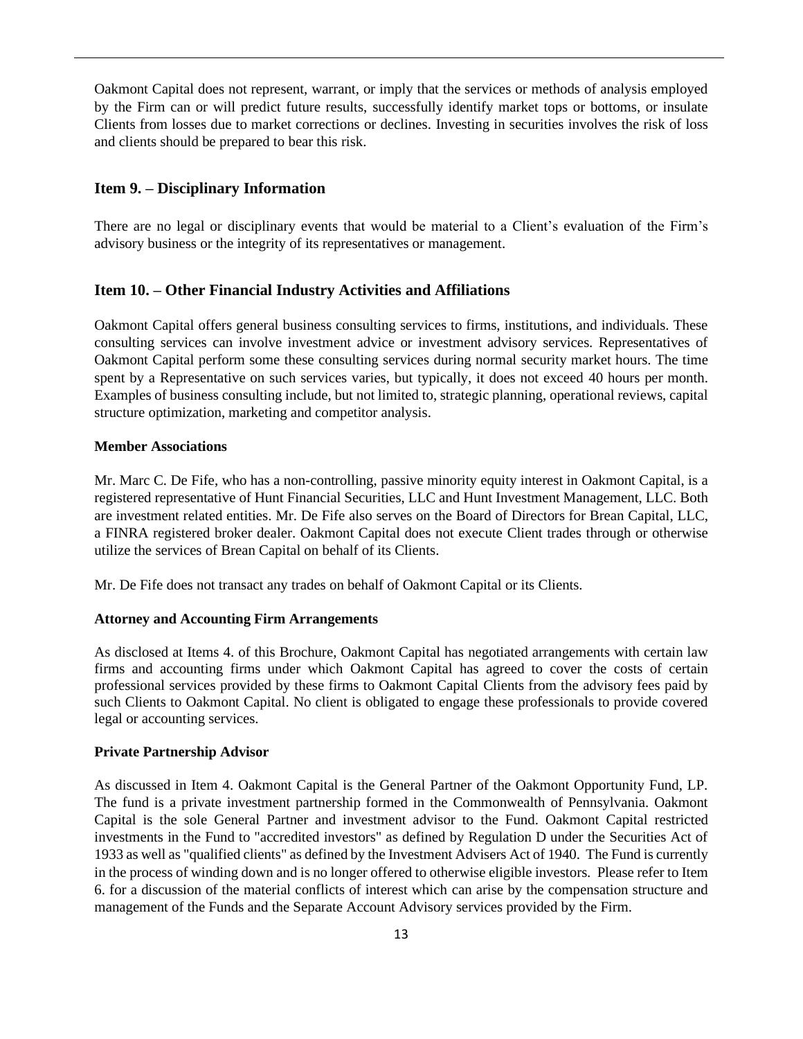Oakmont Capital does not represent, warrant, or imply that the services or methods of analysis employed by the Firm can or will predict future results, successfully identify market tops or bottoms, or insulate Clients from losses due to market corrections or declines. Investing in securities involves the risk of loss and clients should be prepared to bear this risk.

## Item 9. – Disciplinary Information

There are no legal or disciplinary events that would be material to a Client's evaluation of the Firm's advisory business or the integrity of its representatives or management.

## Item 10. – Other Financial Industry Activities and Affiliations

Oakmont Capital offers general business consulting services to firms, institutions, and individuals. These consulting services can involve investment advice or investment advisory services. Representatives of Oakmont Capital perform some these consulting services during normal security market hours. The time spent by a Representative on such services varies, but typically, it does not exceed 40 hours per month. Examples of business consulting include, but not limited to, strategic planning, operational reviews, capital structure optimization, marketing and competitor analysis.

**Member Associations**

Mr. Marc C. De Fife, who has a non-controlling, passive minority equity interest in Oakmont Capital, is a registered representative of Hunt Financial Securities, LLC and Hunt Investment Management, LLC. Both are investment related entities. Mr. De Fife also serves on the Board of Directors for Brean Capital, LLC, a FINRA registered broker dealer. Oakmont Capital does not execute Client trades through or otherwise utilize the services of Brean Capital on behalf of its Clients.

Mr. De Fife does not transact any trades on behalf of Oakmont Capital or its Clients.

**Attorney and Accounting Firm Arrangements**

As disclosed at Items 4. of this Brochure, Oakmont Capital has negotiated arrangements with certain law firms and accounting firms under which Oakmont Capital has agreed to cover the costs of certain professional services provided by these firms to Oakmont Capital Clients from the advisory fees paid by such Clients to Oakmont Capital. No client is obligated to engage these professionals to provide covered legal or accounting services.

**Private Partnership Advisor**

As discussed in Item 4. Oakmont Capital is the General Partner of the Oakmont Opportunity Fund, LP. The fund is a private investment partnership formed in the Commonwealth of Pennsylvania. Oakmont Capital is the sole General Partner and investment advisor to the Fund. Oakmont Capital restricted investments in the Fund to "accredited investors" as defined by Regulation D under the Securities Act of 1933 as well as "qualified clients" as defined by the Investment Advisers Act of 1940. The Fund is currently in the process of winding down and is no longer offered to otherwise eligible investors. Please refer to Item 6. for a discussion of the material conflicts of interest which can arise by the compensation structure and management of the Funds and the Separate Account Advisory services provided by the Firm.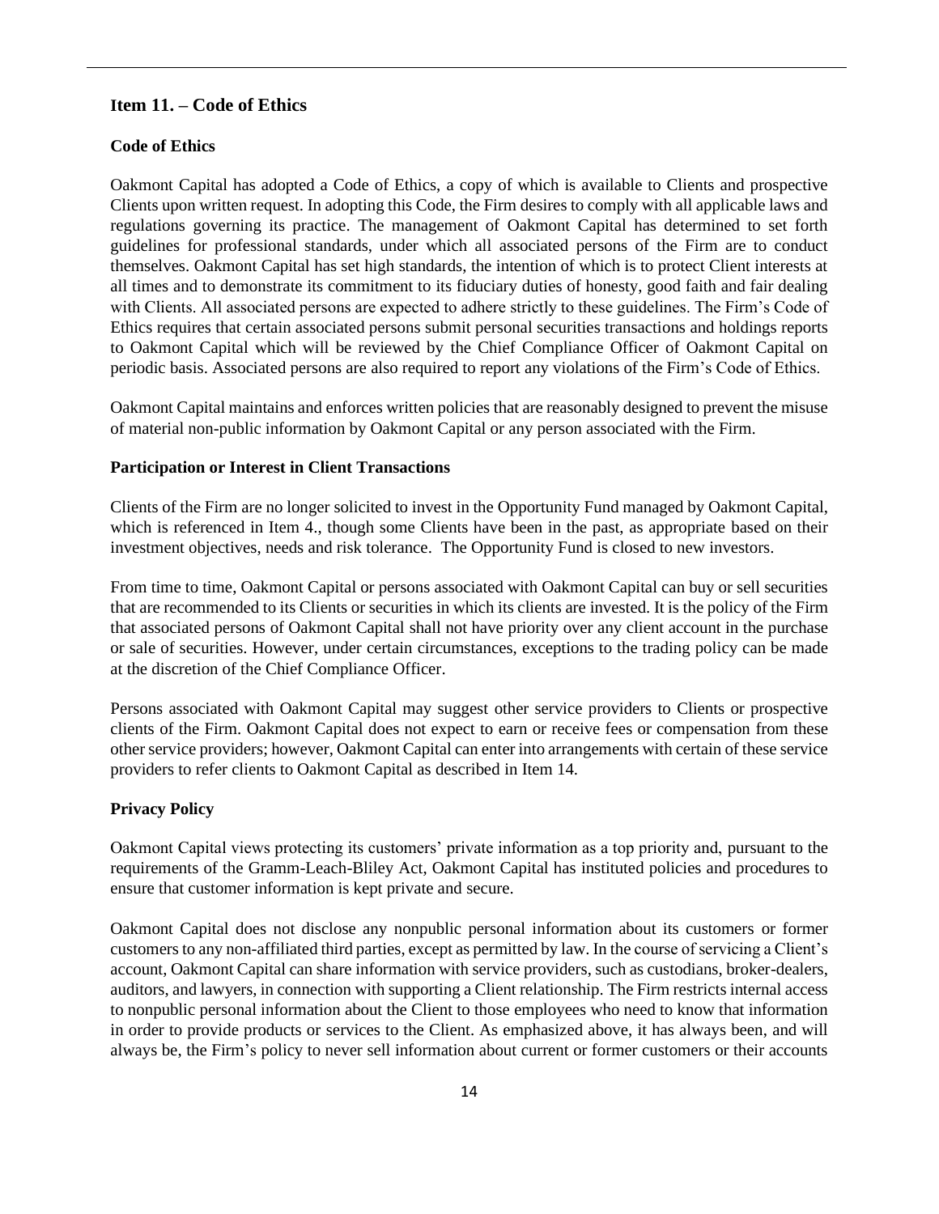## Item 11. – Code of Ethics

### Code of Ethics

Oakmont Capital has adopted a Code of Ethics, a copy of which is available to Clients and prospective Clients upon written request. In adopting this Code, the Firm desires to comply with all applicable laws and regulations governing its practice. The management of Oakmont Capital has determined to set forth guidelines for professional standards, under which all associated persons of the Firm are to conduct themselves. Oakmont Capital has set high standards, the intention of which is to protect Client interests at all times and to demonstrate its commitment to its fiduciary duties of honesty, good faith and fair dealing with Clients. All associated persons are expected to adhere strictly to these guidelines. The Firm's Code of Ethics requires that certain associated persons submit personal securities transactions and holdings reports to Oakmont Capital which will be reviewed by the Chief Compliance Officer of Oakmont Capital on periodic basis. Associated persons are also required to report any violations of the Firm's Code of Ethics.

Oakmont Capital maintains and enforces written policies that are reasonably designed to prevent the misuse of material non-public information by Oakmont Capital or any person associated with the Firm.

### Participation or Interest in Client Transactions

Clients of the Firm are no longer solicited to invest in the Opportunity Fund managed by Oakmont Capital, which is referenced in Item 4., though some Clients have been in the past, as appropriate based on their investment objectives, needs and risk tolerance. The Opportunity Fund is closed to new investors.

From time to time, Oakmont Capital or persons associated with Oakmont Capital can buy or sell securities that are recommended to its Clients or securities in which its clients are invested. It is the policy of the Firm that associated persons of Oakmont Capital shall not have priority over any client account in the purchase or sale of securities. However, under certain circumstances, exceptions to the trading policy can be made at the discretion of the Chief Compliance Officer.

Persons associated with Oakmont Capital may suggest other service providers to Clients or prospective clients of the Firm. Oakmont Capital does not expect to earn or receive fees or compensation from these other service providers; however, Oakmont Capital can enter into arrangements with certain of these service providers to refer clients to Oakmont Capital as described in Item 14.

### Privacy Policy

Oakmont Capital views protecting its customers' private information as a top priority and, pursuant to the requirements of the Gramm-Leach-Bliley Act, Oakmont Capital has instituted policies and procedures to ensure that customer information is kept private and secure.

Oakmont Capital does not disclose any nonpublic personal information about its customers or former customers to any non-affiliated third parties, except as permitted by law. In the course of servicing a Client's account, Oakmont Capital can share information with service providers, such as custodians, broker-dealers, auditors, and lawyers, in connection with supporting a Client relationship. The Firm restricts internal access to nonpublic personal information about the Client to those employees who need to know that information in order to provide products or services to the Client. As emphasized above, it has always been, and will always be, the Firm's policy to never sell information about current or former customers or their accounts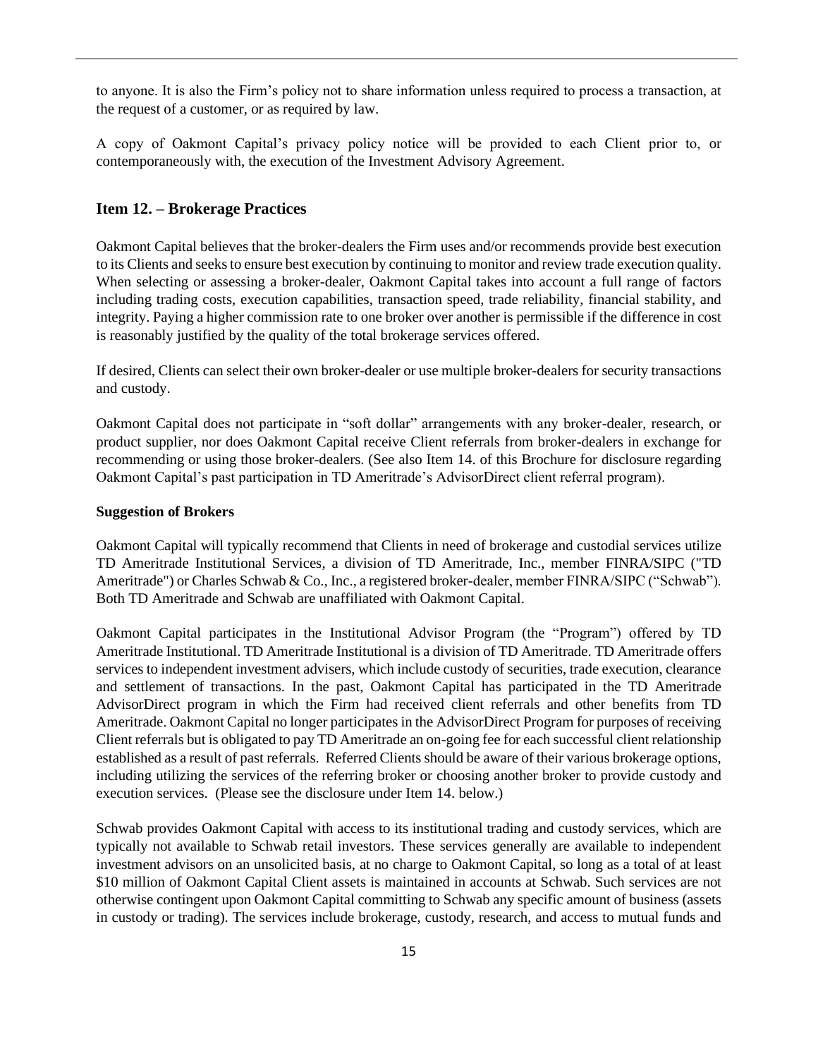to anyone. It is also the Firm's policy not to share information unless required to process a transaction, at the request of a customer, or as required by law.

A copy of Oakmont Capital's privacy policy notice will be provided to each Client prior to, or contemporaneously with, the execution of the Investment Advisory Agreement.

## Item 12. – Brokerage Practices

Oakmont Capital believes that the broker-dealers the Firm uses and/or recommends provide best execution to its Clients and seeks to ensure best execution by continuing to monitor and review trade execution quality. When selecting or assessing a broker-dealer, Oakmont Capital takes into account a full range of factors including trading costs, execution capabilities, transaction speed, trade reliability, financial stability, and integrity. Paying a higher commission rate to one broker over another is permissible if the difference in cost is reasonably justified by the quality of the total brokerage services offered.

If desired, Clients can select their own broker-dealer or use multiple broker-dealers for security transactions and custody.

Oakmont Capital does not participate in "soft dollar" arrangements with any broker-dealer, research, or product supplier, nor does Oakmont Capital receive Client referrals from broker-dealers in exchange for recommending or using those broker-dealers. (See also Item 14. of this Brochure for disclosure regarding Oakmont Capital's past participation in TD Ameritrade's AdvisorDirect client referral program).

**Suggestion of Brokers**

Oakmont Capital will typically recommend that Clients in need of brokerage and custodial services utilize TD Ameritrade Institutional Services, a division of TD Ameritrade, Inc., member FINRA/SIPC ("TD Ameritrade") or Charles Schwab & Co., Inc., a registered broker-dealer, member FINRA/SIPC ("Schwab"). Both TD Ameritrade and Schwab are unaffiliated with Oakmont Capital.

Oakmont Capital participates in the Institutional Advisor Program (the "Program") offered by TD Ameritrade Institutional. TD Ameritrade Institutional is a division of TD Ameritrade. TD Ameritrade offers services to independent investment advisers, which include custody of securities, trade execution, clearance and settlement of transactions. In the past, Oakmont Capital has participated in the TD Ameritrade AdvisorDirect program in which the Firm had received client referrals and other benefits from TD Ameritrade. Oakmont Capital no longer participates in the AdvisorDirect Program for purposes of receiving Client referrals but is obligated to pay TD Ameritrade an on-going fee for each successful client relationship established as a result of past referrals. Referred Clients should be aware of their various brokerage options, including utilizing the services of the referring broker or choosing another broker to provide custody and execution services. (Please see the disclosure under Item 14. below.)

Schwab provides Oakmont Capital with access to its institutional trading and custody services, which are typically not available to Schwab retail investors. These services generally are available to independent investment advisors on an unsolicited basis, at no charge to Oakmont Capital, so long as a total of at least $10 million of Oakmont Capital Client assets is maintained in accounts at Schwab. Such services are not otherwise contingent upon Oakmont Capital committing to Schwab any specific amount of business (assets in custody or trading). The services include brokerage, custody, research, and access to mutual funds and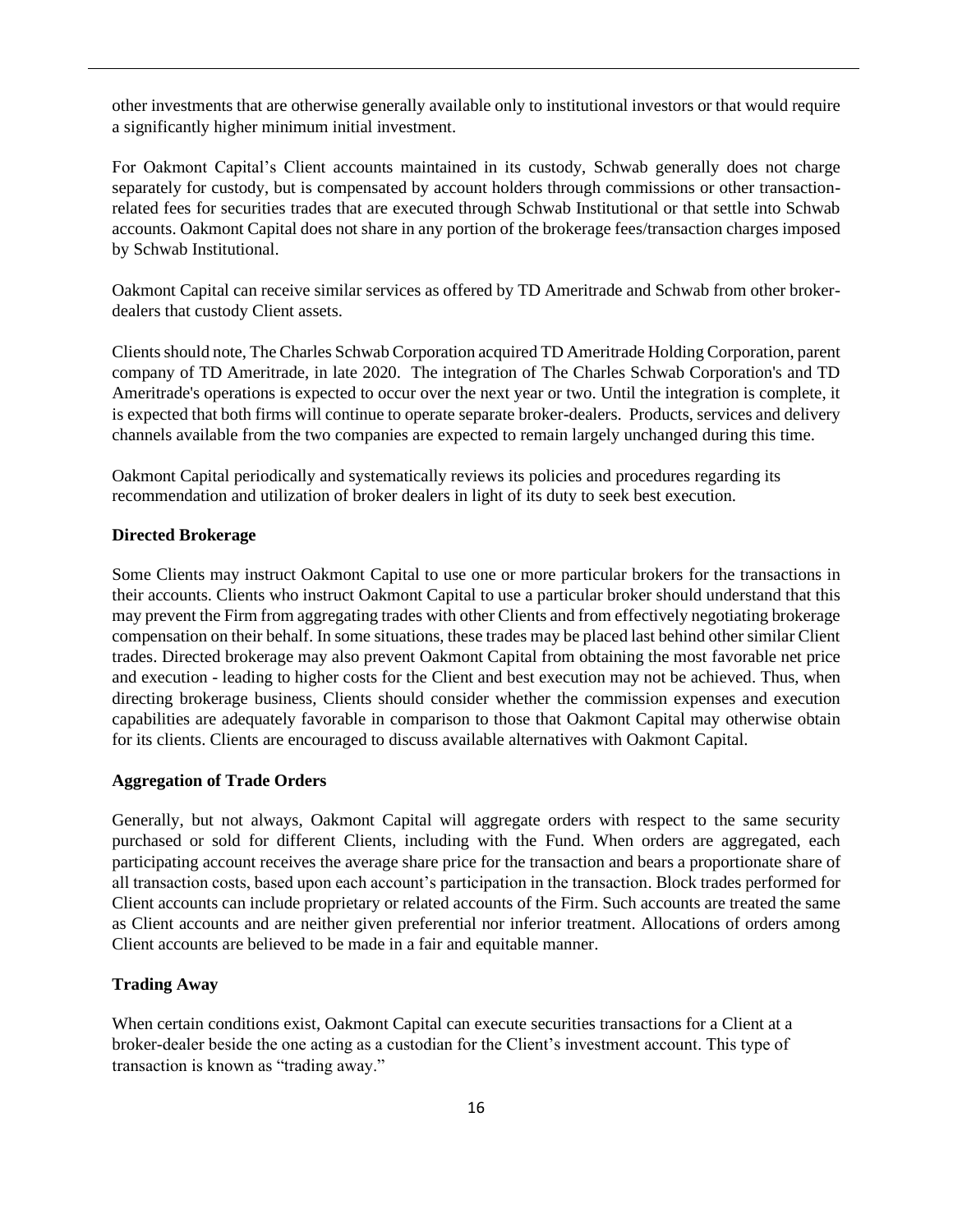other investments that are otherwise generally available only to institutional investors or that would require a significantly higher minimum initial investment.

For Oakmont Capital's Client accounts maintained in its custody, Schwab generally does not charge separately for custody, but is compensated by account holders through commissions or other transaction-related fees for securities trades that are executed through Schwab Institutional or that settle into Schwab accounts. Oakmont Capital does not share in any portion of the brokerage fees/transaction charges imposed by Schwab Institutional.

Oakmont Capital can receive similar services as offered by TD Ameritrade and Schwab from other broker-dealers that custody Client assets.

Clients should note, The Charles Schwab Corporation acquired TD Ameritrade Holding Corporation, parent company of TD Ameritrade, in late 2020. The integration of The Charles Schwab Corporation's and TD Ameritrade's operations is expected to occur over the next year or two. Until the integration is complete, it is expected that both firms will continue to operate separate broker-dealers. Products, services and delivery channels available from the two companies are expected to remain largely unchanged during this time.

Oakmont Capital periodically and systematically reviews its policies and procedures regarding its recommendation and utilization of broker dealers in light of its duty to seek best execution.

**Directed Brokerage**

Some Clients may instruct Oakmont Capital to use one or more particular brokers for the transactions in their accounts. Clients who instruct Oakmont Capital to use a particular broker should understand that this may prevent the Firm from aggregating trades with other Clients and from effectively negotiating brokerage compensation on their behalf. In some situations, these trades may be placed last behind other similar Client trades. Directed brokerage may also prevent Oakmont Capital from obtaining the most favorable net price and execution - leading to higher costs for the Client and best execution may not be achieved. Thus, when directing brokerage business, Clients should consider whether the commission expenses and execution capabilities are adequately favorable in comparison to those that Oakmont Capital may otherwise obtain for its clients. Clients are encouraged to discuss available alternatives with Oakmont Capital.

**Aggregation of Trade Orders**

Generally, but not always, Oakmont Capital will aggregate orders with respect to the same security purchased or sold for different Clients, including with the Fund. When orders are aggregated, each participating account receives the average share price for the transaction and bears a proportionate share of all transaction costs, based upon each account's participation in the transaction. Block trades performed for Client accounts can include proprietary or related accounts of the Firm. Such accounts are treated the same as Client accounts and are neither given preferential nor inferior treatment. Allocations of orders among Client accounts are believed to be made in a fair and equitable manner.

**Trading Away**

When certain conditions exist, Oakmont Capital can execute securities transactions for a Client at a broker-dealer beside the one acting as a custodian for the Client's investment account. This type of transaction is known as "trading away."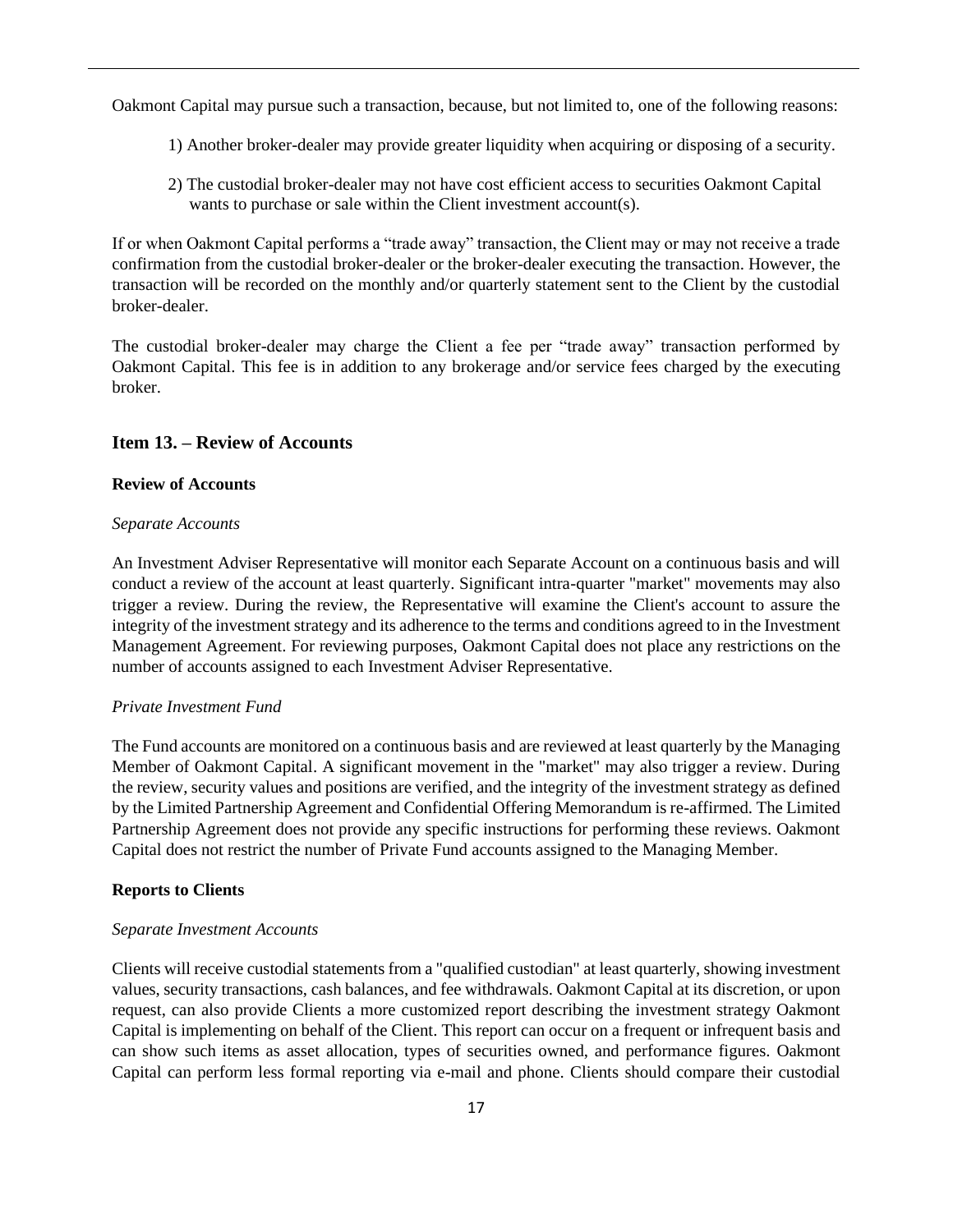Oakmont Capital may pursue such a transaction, because, but not limited to, one of the following reasons:

1) Another broker-dealer may provide greater liquidity when acquiring or disposing of a security.

2) The custodial broker-dealer may not have cost efficient access to securities Oakmont Capital wants to purchase or sale within the Client investment account(s).

If or when Oakmont Capital performs a "trade away" transaction, the Client may or may not receive a trade confirmation from the custodial broker-dealer or the broker-dealer executing the transaction. However, the transaction will be recorded on the monthly and/or quarterly statement sent to the Client by the custodial broker-dealer.

The custodial broker-dealer may charge the Client a fee per "trade away" transaction performed by Oakmont Capital. This fee is in addition to any brokerage and/or service fees charged by the executing broker.

## Item 13. – Review of Accounts

**Review of Accounts**

*Separate Accounts*

An Investment Adviser Representative will monitor each Separate Account on a continuous basis and will conduct a review of the account at least quarterly. Significant intra-quarter "market" movements may also trigger a review. During the review, the Representative will examine the Client's account to assure the integrity of the investment strategy and its adherence to the terms and conditions agreed to in the Investment Management Agreement. For reviewing purposes, Oakmont Capital does not place any restrictions on the number of accounts assigned to each Investment Adviser Representative.

*Private Investment Fund*

The Fund accounts are monitored on a continuous basis and are reviewed at least quarterly by the Managing Member of Oakmont Capital. A significant movement in the "market" may also trigger a review. During the review, security values and positions are verified, and the integrity of the investment strategy as defined by the Limited Partnership Agreement and Confidential Offering Memorandum is re-affirmed. The Limited Partnership Agreement does not provide any specific instructions for performing these reviews. Oakmont Capital does not restrict the number of Private Fund accounts assigned to the Managing Member.

**Reports to Clients**

*Separate Investment Accounts*

Clients will receive custodial statements from a "qualified custodian" at least quarterly, showing investment values, security transactions, cash balances, and fee withdrawals. Oakmont Capital at its discretion, or upon request, can also provide Clients a more customized report describing the investment strategy Oakmont Capital is implementing on behalf of the Client. This report can occur on a frequent or infrequent basis and can show such items as asset allocation, types of securities owned, and performance figures. Oakmont Capital can perform less formal reporting via e-mail and phone. Clients should compare their custodial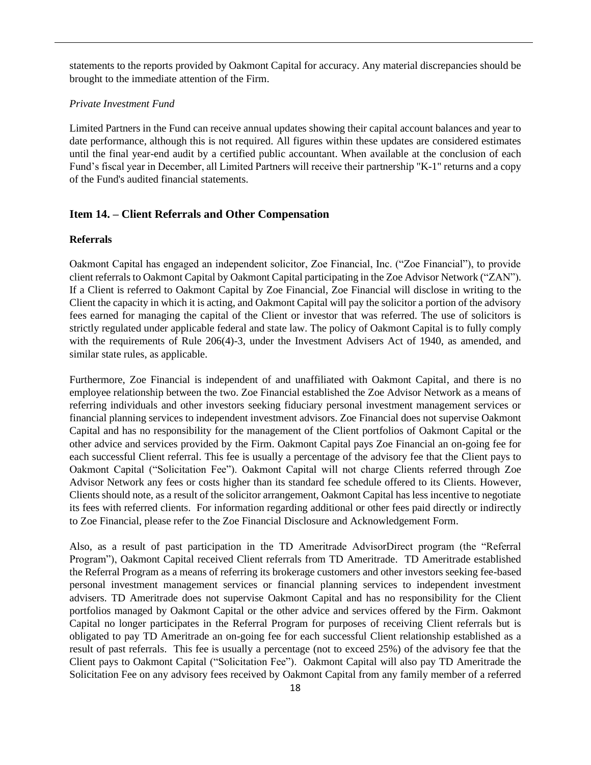statements to the reports provided by Oakmont Capital for accuracy. Any material discrepancies should be brought to the immediate attention of the Firm.

*Private Investment Fund*

Limited Partners in the Fund can receive annual updates showing their capital account balances and year to date performance, although this is not required. All figures within these updates are considered estimates until the final year-end audit by a certified public accountant. When available at the conclusion of each Fund's fiscal year in December, all Limited Partners will receive their partnership "K-1" returns and a copy of the Fund's audited financial statements.

## Item 14. – Client Referrals and Other Compensation

**Referrals**

Oakmont Capital has engaged an independent solicitor, Zoe Financial, Inc. ("Zoe Financial"), to provide client referrals to Oakmont Capital by Oakmont Capital participating in the Zoe Advisor Network ("ZAN"). If a Client is referred to Oakmont Capital by Zoe Financial, Zoe Financial will disclose in writing to the Client the capacity in which it is acting, and Oakmont Capital will pay the solicitor a portion of the advisory fees earned for managing the capital of the Client or investor that was referred. The use of solicitors is strictly regulated under applicable federal and state law. The policy of Oakmont Capital is to fully comply with the requirements of Rule 206(4)-3, under the Investment Advisers Act of 1940, as amended, and similar state rules, as applicable.

Furthermore, Zoe Financial is independent of and unaffiliated with Oakmont Capital, and there is no employee relationship between the two. Zoe Financial established the Zoe Advisor Network as a means of referring individuals and other investors seeking fiduciary personal investment management services or financial planning services to independent investment advisors. Zoe Financial does not supervise Oakmont Capital and has no responsibility for the management of the Client portfolios of Oakmont Capital or the other advice and services provided by the Firm. Oakmont Capital pays Zoe Financial an on-going fee for each successful Client referral. This fee is usually a percentage of the advisory fee that the Client pays to Oakmont Capital ("Solicitation Fee"). Oakmont Capital will not charge Clients referred through Zoe Advisor Network any fees or costs higher than its standard fee schedule offered to its Clients. However, Clients should note, as a result of the solicitor arrangement, Oakmont Capital has less incentive to negotiate its fees with referred clients. For information regarding additional or other fees paid directly or indirectly to Zoe Financial, please refer to the Zoe Financial Disclosure and Acknowledgement Form.

Also, as a result of past participation in the TD Ameritrade AdvisorDirect program (the "Referral Program"), Oakmont Capital received Client referrals from TD Ameritrade. TD Ameritrade established the Referral Program as a means of referring its brokerage customers and other investors seeking fee-based personal investment management services or financial planning services to independent investment advisers. TD Ameritrade does not supervise Oakmont Capital and has no responsibility for the Client portfolios managed by Oakmont Capital or the other advice and services offered by the Firm. Oakmont Capital no longer participates in the Referral Program for purposes of receiving Client referrals but is obligated to pay TD Ameritrade an on-going fee for each successful Client relationship established as a result of past referrals. This fee is usually a percentage (not to exceed 25%) of the advisory fee that the Client pays to Oakmont Capital ("Solicitation Fee"). Oakmont Capital will also pay TD Ameritrade the Solicitation Fee on any advisory fees received by Oakmont Capital from any family member of a referred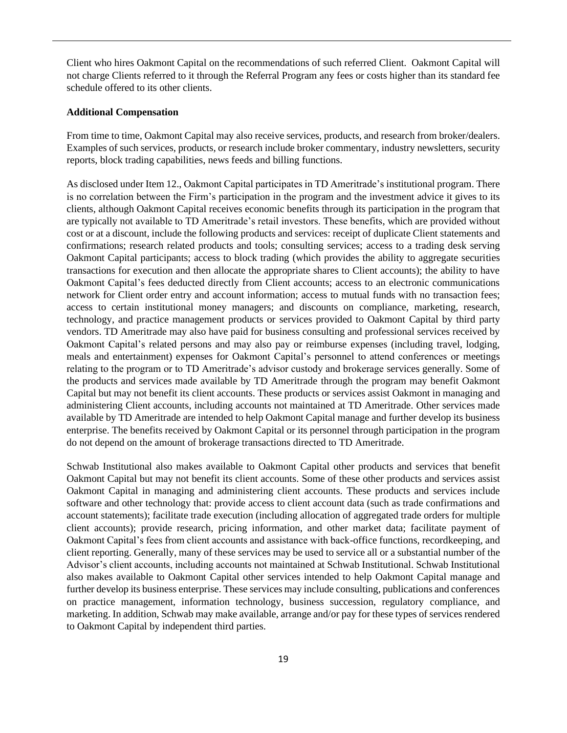Client who hires Oakmont Capital on the recommendations of such referred Client. Oakmont Capital will not charge Clients referred to it through the Referral Program any fees or costs higher than its standard fee schedule offered to its other clients.

**Additional Compensation**

From time to time, Oakmont Capital may also receive services, products, and research from broker/dealers. Examples of such services, products, or research include broker commentary, industry newsletters, security reports, block trading capabilities, news feeds and billing functions.

As disclosed under Item 12., Oakmont Capital participates in TD Ameritrade's institutional program. There is no correlation between the Firm's participation in the program and the investment advice it gives to its clients, although Oakmont Capital receives economic benefits through its participation in the program that are typically not available to TD Ameritrade's retail investors. These benefits, which are provided without cost or at a discount, include the following products and services: receipt of duplicate Client statements and confirmations; research related products and tools; consulting services; access to a trading desk serving Oakmont Capital participants; access to block trading (which provides the ability to aggregate securities transactions for execution and then allocate the appropriate shares to Client accounts); the ability to have Oakmont Capital's fees deducted directly from Client accounts; access to an electronic communications network for Client order entry and account information; access to mutual funds with no transaction fees; access to certain institutional money managers; and discounts on compliance, marketing, research, technology, and practice management products or services provided to Oakmont Capital by third party vendors. TD Ameritrade may also have paid for business consulting and professional services received by Oakmont Capital's related persons and may also pay or reimburse expenses (including travel, lodging, meals and entertainment) expenses for Oakmont Capital's personnel to attend conferences or meetings relating to the program or to TD Ameritrade's advisor custody and brokerage services generally. Some of the products and services made available by TD Ameritrade through the program may benefit Oakmont Capital but may not benefit its client accounts. These products or services assist Oakmont in managing and administering Client accounts, including accounts not maintained at TD Ameritrade. Other services made available by TD Ameritrade are intended to help Oakmont Capital manage and further develop its business enterprise. The benefits received by Oakmont Capital or its personnel through participation in the program do not depend on the amount of brokerage transactions directed to TD Ameritrade.

Schwab Institutional also makes available to Oakmont Capital other products and services that benefit Oakmont Capital but may not benefit its client accounts. Some of these other products and services assist Oakmont Capital in managing and administering client accounts. These products and services include software and other technology that: provide access to client account data (such as trade confirmations and account statements); facilitate trade execution (including allocation of aggregated trade orders for multiple client accounts); provide research, pricing information, and other market data; facilitate payment of Oakmont Capital's fees from client accounts and assistance with back-office functions, recordkeeping, and client reporting. Generally, many of these services may be used to service all or a substantial number of the Advisor's client accounts, including accounts not maintained at Schwab Institutional. Schwab Institutional also makes available to Oakmont Capital other services intended to help Oakmont Capital manage and further develop its business enterprise. These services may include consulting, publications and conferences on practice management, information technology, business succession, regulatory compliance, and marketing. In addition, Schwab may make available, arrange and/or pay for these types of services rendered to Oakmont Capital by independent third parties.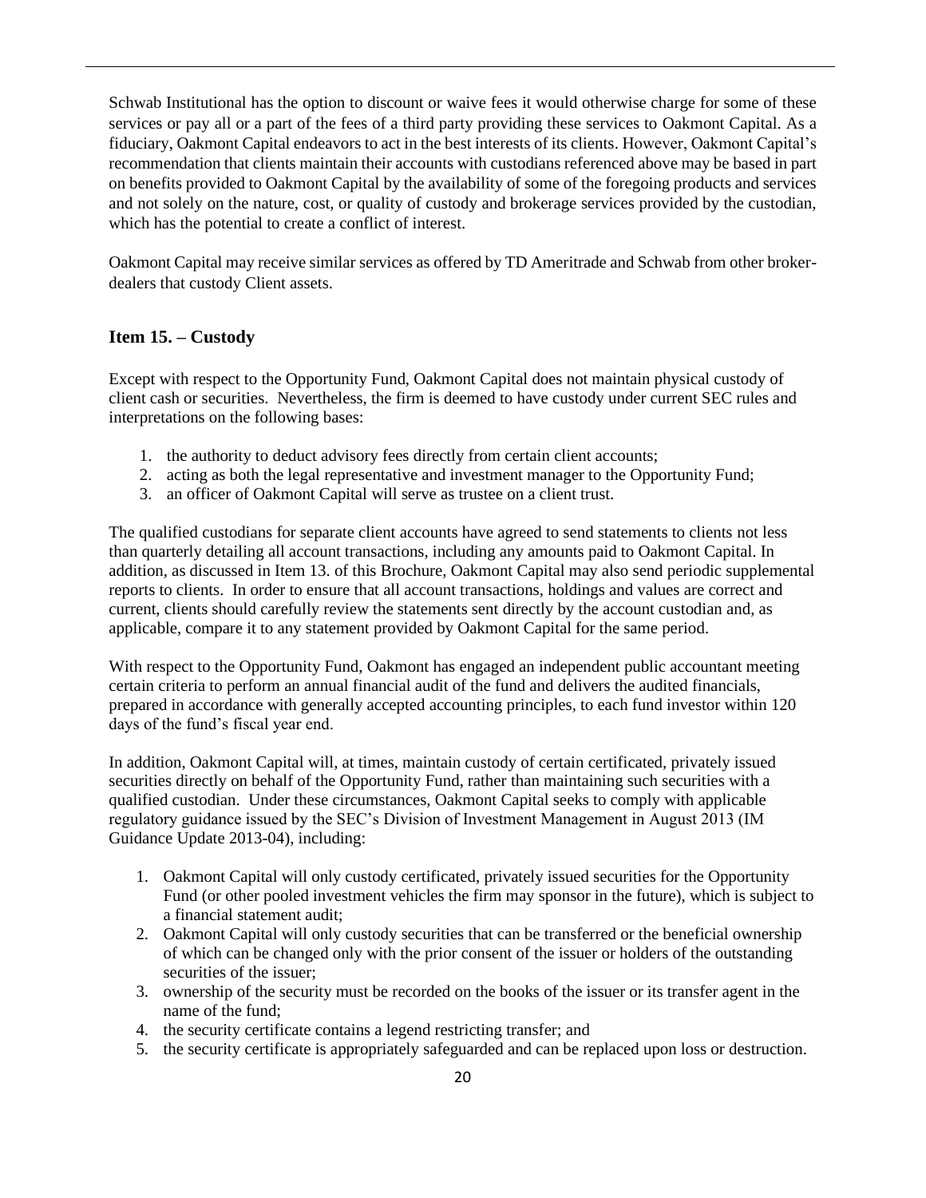Schwab Institutional has the option to discount or waive fees it would otherwise charge for some of these services or pay all or a part of the fees of a third party providing these services to Oakmont Capital. As a fiduciary, Oakmont Capital endeavors to act in the best interests of its clients. However, Oakmont Capital's recommendation that clients maintain their accounts with custodians referenced above may be based in part on benefits provided to Oakmont Capital by the availability of some of the foregoing products and services and not solely on the nature, cost, or quality of custody and brokerage services provided by the custodian, which has the potential to create a conflict of interest.

Oakmont Capital may receive similar services as offered by TD Ameritrade and Schwab from other broker-dealers that custody Client assets.

### Item 15. – Custody

Except with respect to the Opportunity Fund, Oakmont Capital does not maintain physical custody of client cash or securities. Nevertheless, the firm is deemed to have custody under current SEC rules and interpretations on the following bases:

1. the authority to deduct advisory fees directly from certain client accounts;
2. acting as both the legal representative and investment manager to the Opportunity Fund;
3. an officer of Oakmont Capital will serve as trustee on a client trust.

The qualified custodians for separate client accounts have agreed to send statements to clients not less than quarterly detailing all account transactions, including any amounts paid to Oakmont Capital. In addition, as discussed in Item 13. of this Brochure, Oakmont Capital may also send periodic supplemental reports to clients. In order to ensure that all account transactions, holdings and values are correct and current, clients should carefully review the statements sent directly by the account custodian and, as applicable, compare it to any statement provided by Oakmont Capital for the same period.

With respect to the Opportunity Fund, Oakmont has engaged an independent public accountant meeting certain criteria to perform an annual financial audit of the fund and delivers the audited financials, prepared in accordance with generally accepted accounting principles, to each fund investor within 120 days of the fund's fiscal year end.

In addition, Oakmont Capital will, at times, maintain custody of certain certificated, privately issued securities directly on behalf of the Opportunity Fund, rather than maintaining such securities with a qualified custodian. Under these circumstances, Oakmont Capital seeks to comply with applicable regulatory guidance issued by the SEC's Division of Investment Management in August 2013 (IM Guidance Update 2013-04), including:

1. Oakmont Capital will only custody certificated, privately issued securities for the Opportunity Fund (or other pooled investment vehicles the firm may sponsor in the future), which is subject to a financial statement audit;
2. Oakmont Capital will only custody securities that can be transferred or the beneficial ownership of which can be changed only with the prior consent of the issuer or holders of the outstanding securities of the issuer;
3. ownership of the security must be recorded on the books of the issuer or its transfer agent in the name of the fund;
4. the security certificate contains a legend restricting transfer; and
5. the security certificate is appropriately safeguarded and can be replaced upon loss or destruction.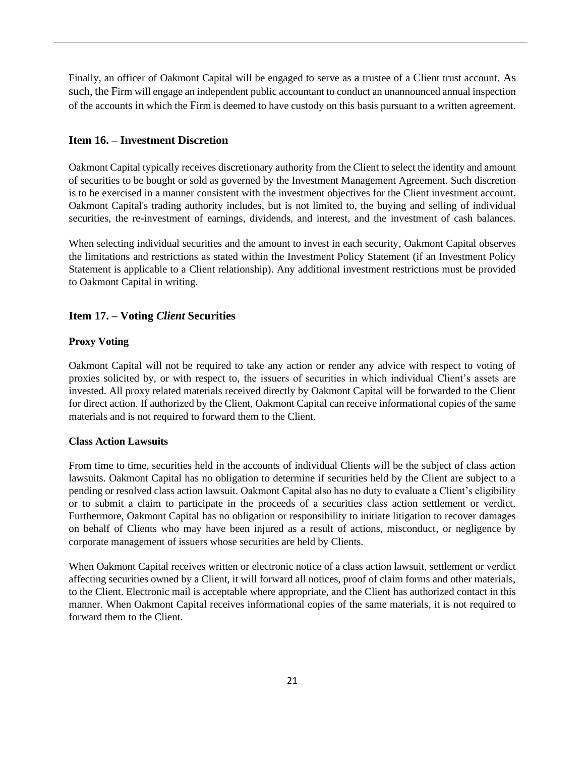Finally, an officer of Oakmont Capital will be engaged to serve as a trustee of a Client trust account. As such, the Firm will engage an independent public accountant to conduct an unannounced annual inspection of the accounts in which the Firm is deemed to have custody on this basis pursuant to a written agreement.

## Item 16. – Investment Discretion

Oakmont Capital typically receives discretionary authority from the Client to select the identity and amount of securities to be bought or sold as governed by the Investment Management Agreement. Such discretion is to be exercised in a manner consistent with the investment objectives for the Client investment account. Oakmont Capital's trading authority includes, but is not limited to, the buying and selling of individual securities, the re-investment of earnings, dividends, and interest, and the investment of cash balances.

When selecting individual securities and the amount to invest in each security, Oakmont Capital observes the limitations and restrictions as stated within the Investment Policy Statement (if an Investment Policy Statement is applicable to a Client relationship). Any additional investment restrictions must be provided to Oakmont Capital in writing.

## Item 17. – Voting *Client* Securities

### Proxy Voting

Oakmont Capital will not be required to take any action or render any advice with respect to voting of proxies solicited by, or with respect to, the issuers of securities in which individual Client's assets are invested. All proxy related materials received directly by Oakmont Capital will be forwarded to the Client for direct action. If authorized by the Client, Oakmont Capital can receive informational copies of the same materials and is not required to forward them to the Client.

### Class Action Lawsuits

From time to time, securities held in the accounts of individual Clients will be the subject of class action lawsuits. Oakmont Capital has no obligation to determine if securities held by the Client are subject to a pending or resolved class action lawsuit. Oakmont Capital also has no duty to evaluate a Client's eligibility or to submit a claim to participate in the proceeds of a securities class action settlement or verdict. Furthermore, Oakmont Capital has no obligation or responsibility to initiate litigation to recover damages on behalf of Clients who may have been injured as a result of actions, misconduct, or negligence by corporate management of issuers whose securities are held by Clients.

When Oakmont Capital receives written or electronic notice of a class action lawsuit, settlement or verdict affecting securities owned by a Client, it will forward all notices, proof of claim forms and other materials, to the Client. Electronic mail is acceptable where appropriate, and the Client has authorized contact in this manner. When Oakmont Capital receives informational copies of the same materials, it is not required to forward them to the Client.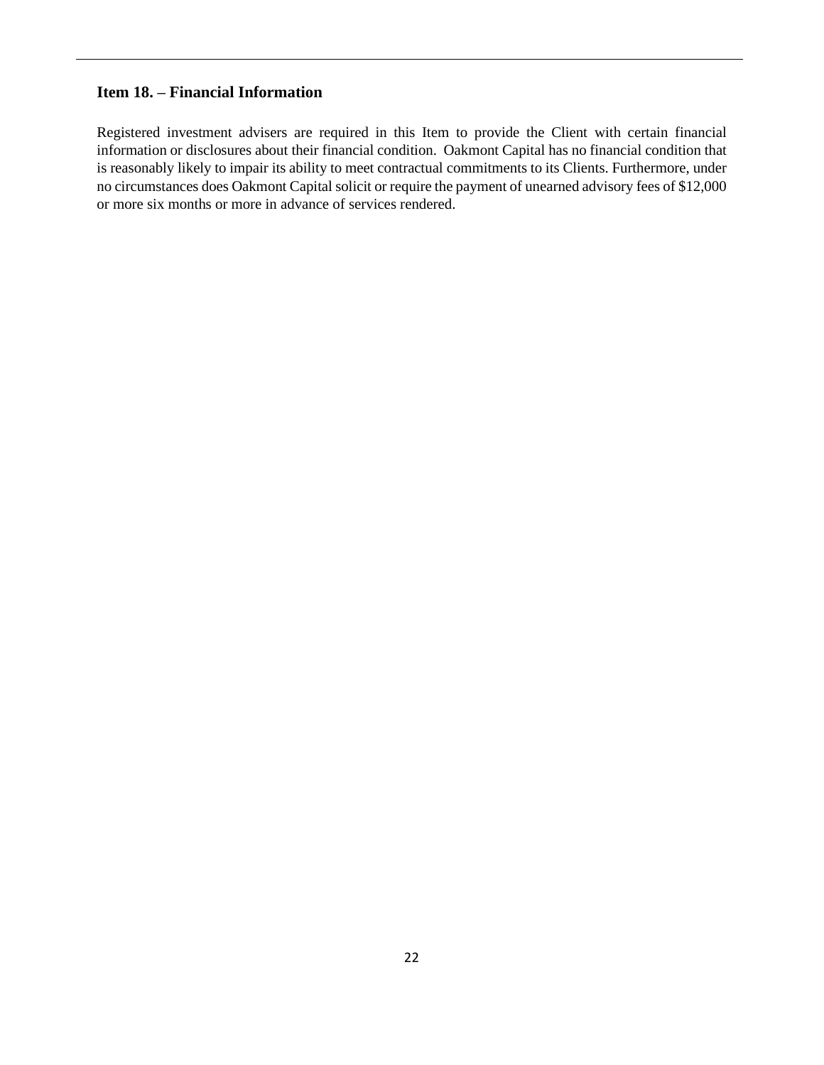## Item 18. – Financial Information

Registered investment advisers are required in this Item to provide the Client with certain financial information or disclosures about their financial condition. Oakmont Capital has no financial condition that is reasonably likely to impair its ability to meet contractual commitments to its Clients. Furthermore, under no circumstances does Oakmont Capital solicit or require the payment of unearned advisory fees of $12,000 or more six months or more in advance of services rendered.